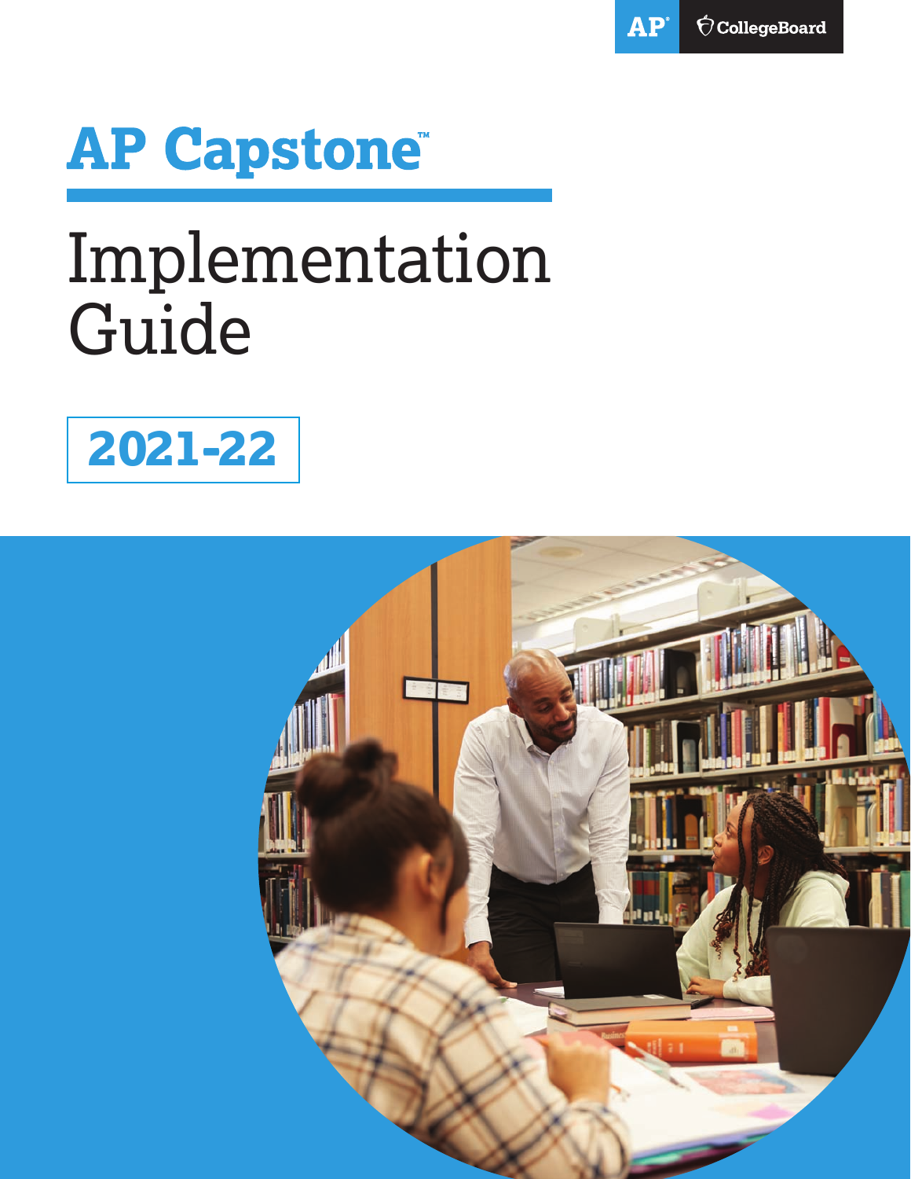AP® CollegeBoard

# AP Capstone™

# Implementation Guide

## 2021-22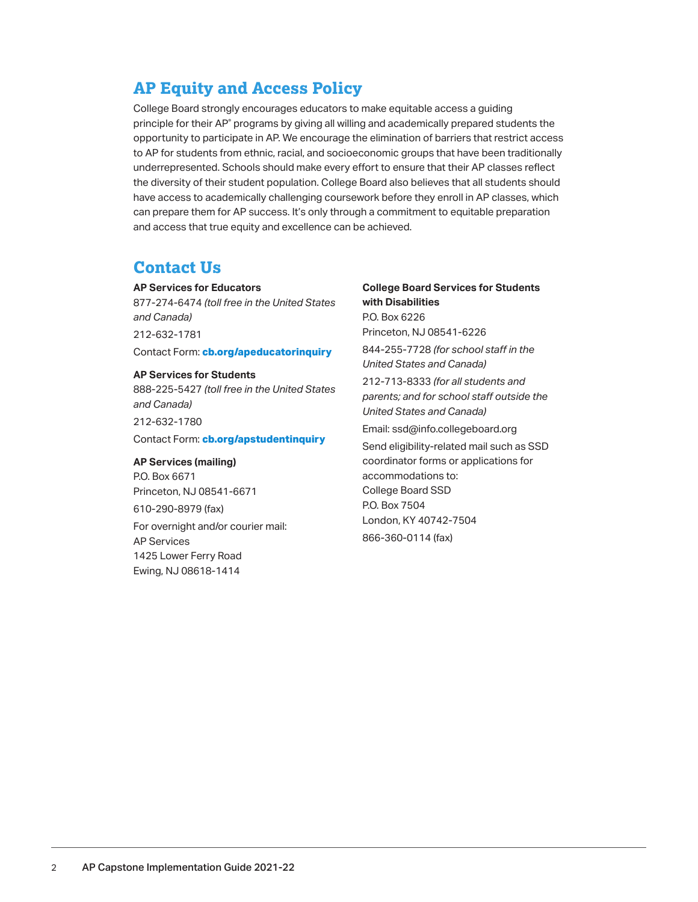## AP Equity and Access Policy

College Board strongly encourages educators to make equitable access a guiding principle for their AP® programs by giving all willing and academically prepared students the opportunity to participate in AP. We encourage the elimination of barriers that restrict access to AP for students from ethnic, racial, and socioeconomic groups that have been traditionally underrepresented. Schools should make every effort to ensure that their AP classes reflect the diversity of their student population. College Board also believes that all students should have access to academically challenging coursework before they enroll in AP classes, which can prepare them for AP success. It's only through a commitment to equitable preparation and access that true equity and excellence can be achieved.

## Contact Us

**AP Services for Educators**
877-274-6474 *(toll free in the United States and Canada)*
212-632-1781
Contact Form: **cb.org/apeducatorinquiry**

**AP Services for Students**
888-225-5427 *(toll free in the United States and Canada)*
212-632-1780
Contact Form: **cb.org/apstudentinquiry**

**AP Services (mailing)**
P.O. Box 6671
Princeton, NJ 08541-6671
610-290-8979 (fax)
For overnight and/or courier mail:
AP Services
1425 Lower Ferry Road
Ewing, NJ 08618-1414

**College Board Services for Students with Disabilities**
P.O. Box 6226
Princeton, NJ 08541-6226
844-255-7728 *(for school staff in the United States and Canada)*
212-713-8333 *(for all students and parents; and for school staff outside the United States and Canada)*
Email: ssd@info.collegeboard.org
Send eligibility-related mail such as SSD coordinator forms or applications for accommodations to:
College Board SSD
P.O. Box 7504
London, KY 40742-7504
866-360-0114 (fax)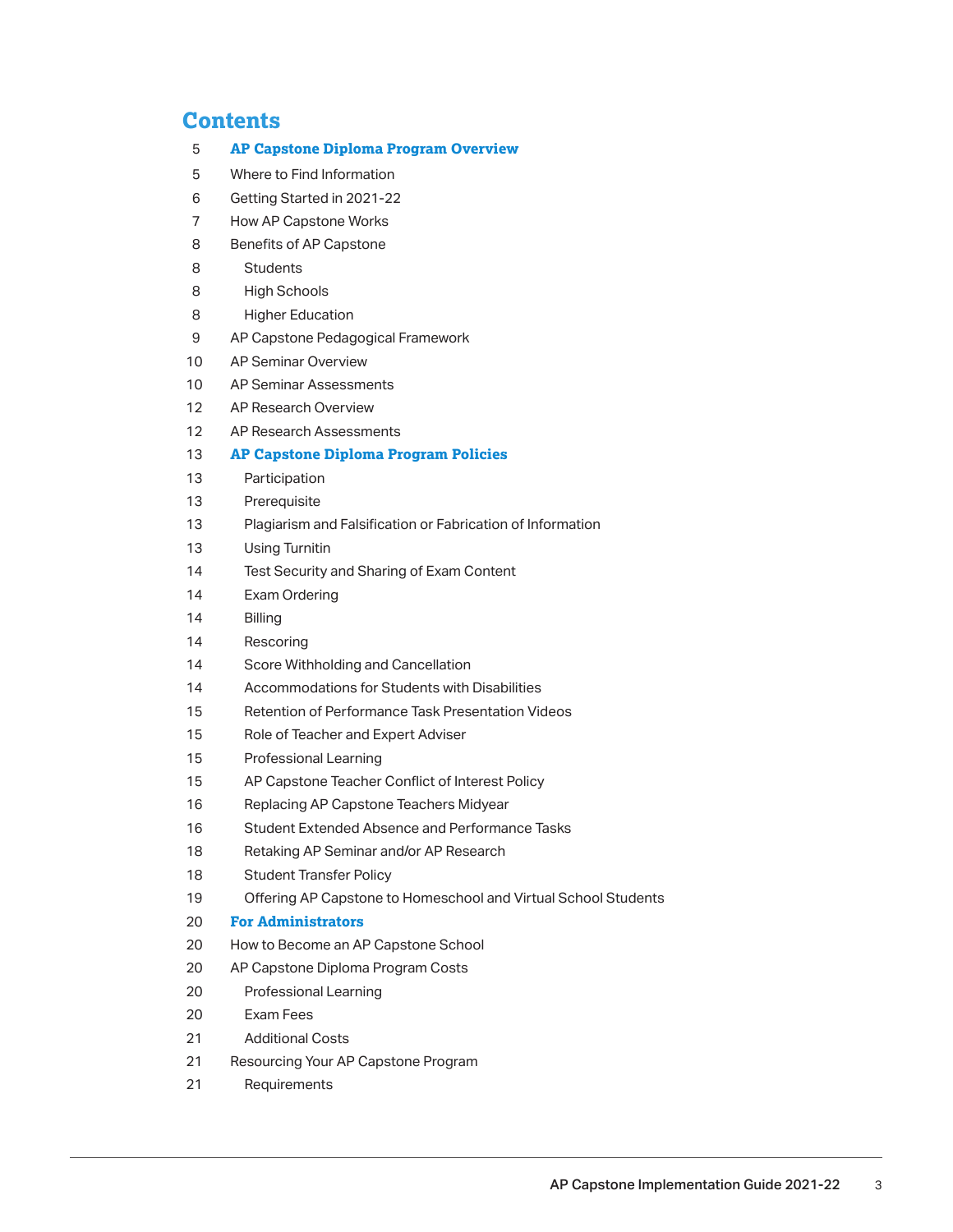# Contents

5 **AP Capstone Diploma Program Overview**

5 Where to Find Information

6 Getting Started in 2021-22

7 How AP Capstone Works

8 Benefits of AP Capstone

- 8 Students
- 8 High Schools
- 8 Higher Education

9 AP Capstone Pedagogical Framework

10 AP Seminar Overview

10 AP Seminar Assessments

12 AP Research Overview

12 AP Research Assessments

13 **AP Capstone Diploma Program Policies**

- 13 Participation
- 13 Prerequisite
- 13 Plagiarism and Falsification or Fabrication of Information
- 13 Using Turnitin
- 14 Test Security and Sharing of Exam Content
- 14 Exam Ordering
- 14 Billing
- 14 Rescoring
- 14 Score Withholding and Cancellation
- 14 Accommodations for Students with Disabilities
- 15 Retention of Performance Task Presentation Videos
- 15 Role of Teacher and Expert Adviser
- 15 Professional Learning
- 15 AP Capstone Teacher Conflict of Interest Policy
- 16 Replacing AP Capstone Teachers Midyear
- 16 Student Extended Absence and Performance Tasks
- 18 Retaking AP Seminar and/or AP Research
- 18 Student Transfer Policy
- 19 Offering AP Capstone to Homeschool and Virtual School Students

20 **For Administrators**

20 How to Become an AP Capstone School

20 AP Capstone Diploma Program Costs

- 20 Professional Learning
- 20 Exam Fees
- 21 Additional Costs

21 Resourcing Your AP Capstone Program

- 21 Requirements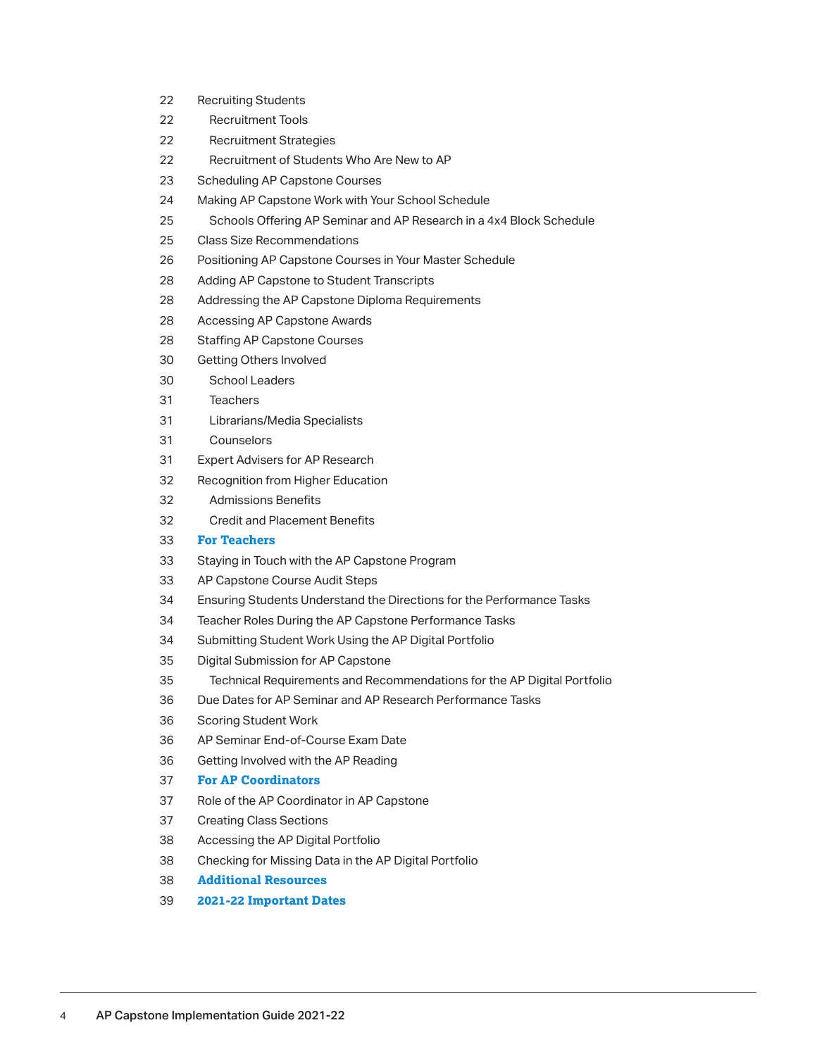22 Recruiting Students

22 Recruitment Tools

22 Recruitment Strategies

22 Recruitment of Students Who Are New to AP

23 Scheduling AP Capstone Courses

24 Making AP Capstone Work with Your School Schedule

25 Schools Offering AP Seminar and AP Research in a 4x4 Block Schedule

25 Class Size Recommendations

26 Positioning AP Capstone Courses in Your Master Schedule

28 Adding AP Capstone to Student Transcripts

28 Addressing the AP Capstone Diploma Requirements

28 Accessing AP Capstone Awards

28 Staffing AP Capstone Courses

30 Getting Others Involved

30 School Leaders

31 Teachers

31 Librarians/Media Specialists

31 Counselors

31 Expert Advisers for AP Research

32 Recognition from Higher Education

32 Admissions Benefits

32 Credit and Placement Benefits

33 **For Teachers**

33 Staying in Touch with the AP Capstone Program

33 AP Capstone Course Audit Steps

34 Ensuring Students Understand the Directions for the Performance Tasks

34 Teacher Roles During the AP Capstone Performance Tasks

34 Submitting Student Work Using the AP Digital Portfolio

35 Digital Submission for AP Capstone

35 Technical Requirements and Recommendations for the AP Digital Portfolio

36 Due Dates for AP Seminar and AP Research Performance Tasks

36 Scoring Student Work

36 AP Seminar End-of-Course Exam Date

36 Getting Involved with the AP Reading

37 **For AP Coordinators**

37 Role of the AP Coordinator in AP Capstone

37 Creating Class Sections

38 Accessing the AP Digital Portfolio

38 Checking for Missing Data in the AP Digital Portfolio

38 **Additional Resources**

39 **2021-22 Important Dates**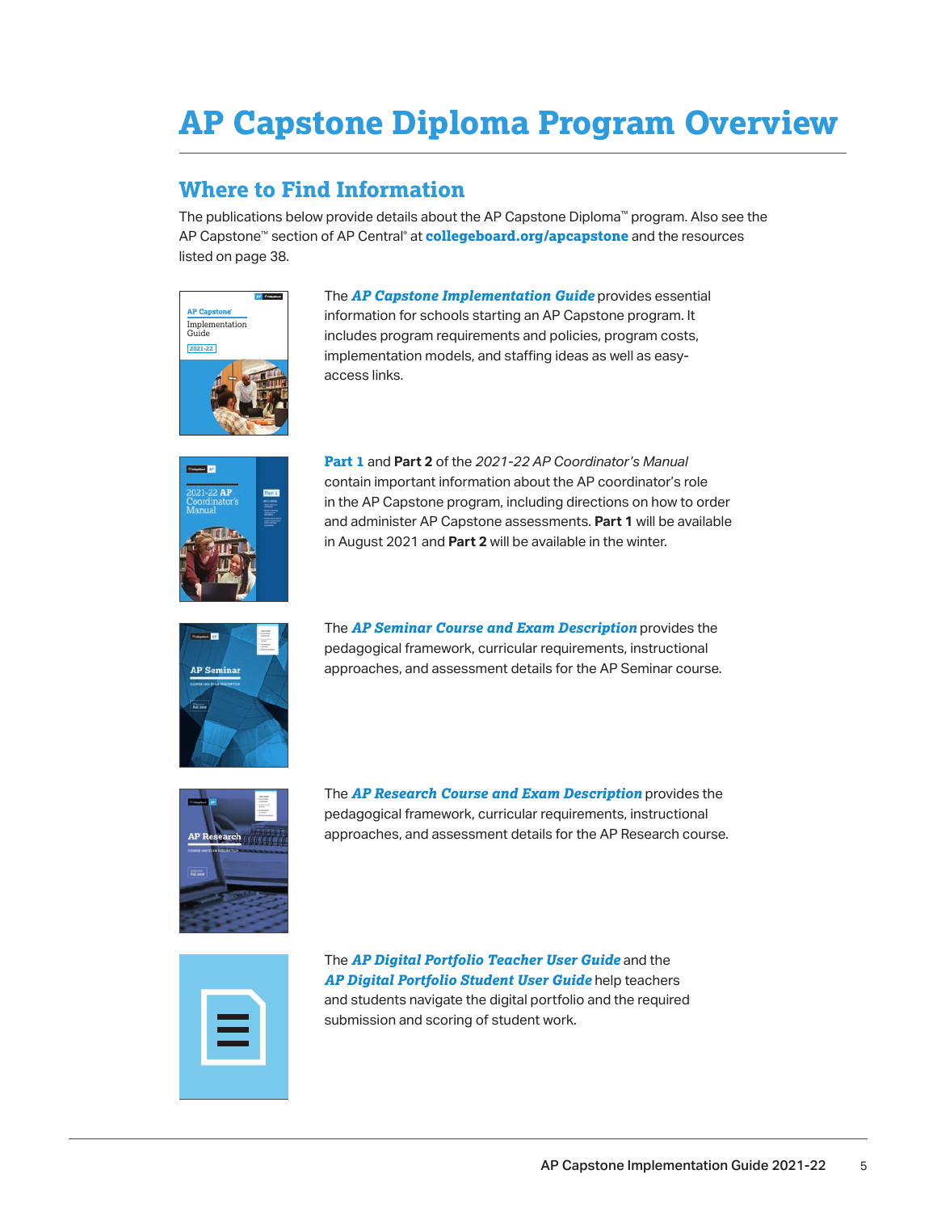# AP Capstone Diploma Program Overview

## Where to Find Information

The publications below provide details about the AP Capstone Diploma™ program. Also see the AP Capstone™ section of AP Central® at **collegeboard.org/apcapstone** and the resources listed on page 38.

The ***AP Capstone Implementation Guide*** provides essential information for schools starting an AP Capstone program. It includes program requirements and policies, program costs, implementation models, and staffing ideas as well as easy-access links.

**Part 1** and **Part 2** of the *2021-22 AP Coordinator's Manual* contain important information about the AP coordinator's role in the AP Capstone program, including directions on how to order and administer AP Capstone assessments. **Part 1** will be available in August 2021 and **Part 2** will be available in the winter.

The ***AP Seminar Course and Exam Description*** provides the pedagogical framework, curricular requirements, instructional approaches, and assessment details for the AP Seminar course.

The ***AP Research Course and Exam Description*** provides the pedagogical framework, curricular requirements, instructional approaches, and assessment details for the AP Research course.

The ***AP Digital Portfolio Teacher User Guide*** and the ***AP Digital Portfolio Student User Guide*** help teachers and students navigate the digital portfolio and the required submission and scoring of student work.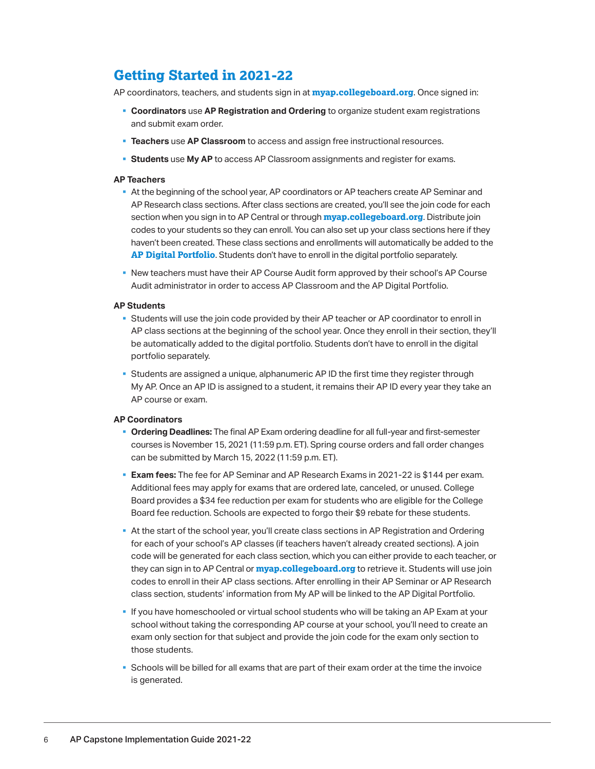## Getting Started in 2021-22

AP coordinators, teachers, and students sign in at **myap.collegeboard.org**. Once signed in:

- **Coordinators** use **AP Registration and Ordering** to organize student exam registrations and submit exam order.
- **Teachers** use **AP Classroom** to access and assign free instructional resources.
- **Students** use **My AP** to access AP Classroom assignments and register for exams.

### AP Teachers

- At the beginning of the school year, AP coordinators or AP teachers create AP Seminar and AP Research class sections. After class sections are created, you'll see the join code for each section when you sign in to AP Central or through **myap.collegeboard.org**. Distribute join codes to your students so they can enroll. You can also set up your class sections here if they haven't been created. These class sections and enrollments will automatically be added to the **AP Digital Portfolio**. Students don't have to enroll in the digital portfolio separately.
- New teachers must have their AP Course Audit form approved by their school's AP Course Audit administrator in order to access AP Classroom and the AP Digital Portfolio.

### AP Students

- Students will use the join code provided by their AP teacher or AP coordinator to enroll in AP class sections at the beginning of the school year. Once they enroll in their section, they'll be automatically added to the digital portfolio. Students don't have to enroll in the digital portfolio separately.
- Students are assigned a unique, alphanumeric AP ID the first time they register through My AP. Once an AP ID is assigned to a student, it remains their AP ID every year they take an AP course or exam.

### AP Coordinators

- **Ordering Deadlines:** The final AP Exam ordering deadline for all full-year and first-semester courses is November 15, 2021 (11:59 p.m. ET). Spring course orders and fall order changes can be submitted by March 15, 2022 (11:59 p.m. ET).
- **Exam fees:** The fee for AP Seminar and AP Research Exams in 2021-22 is $144 per exam. Additional fees may apply for exams that are ordered late, canceled, or unused. College Board provides a $34 fee reduction per exam for students who are eligible for the College Board fee reduction. Schools are expected to forgo their $9 rebate for these students.
- At the start of the school year, you'll create class sections in AP Registration and Ordering for each of your school's AP classes (if teachers haven't already created sections). A join code will be generated for each class section, which you can either provide to each teacher, or they can sign in to AP Central or **myap.collegeboard.org** to retrieve it. Students will use join codes to enroll in their AP class sections. After enrolling in their AP Seminar or AP Research class section, students' information from My AP will be linked to the AP Digital Portfolio.
- If you have homeschooled or virtual school students who will be taking an AP Exam at your school without taking the corresponding AP course at your school, you'll need to create an exam only section for that subject and provide the join code for the exam only section to those students.
- Schools will be billed for all exams that are part of their exam order at the time the invoice is generated.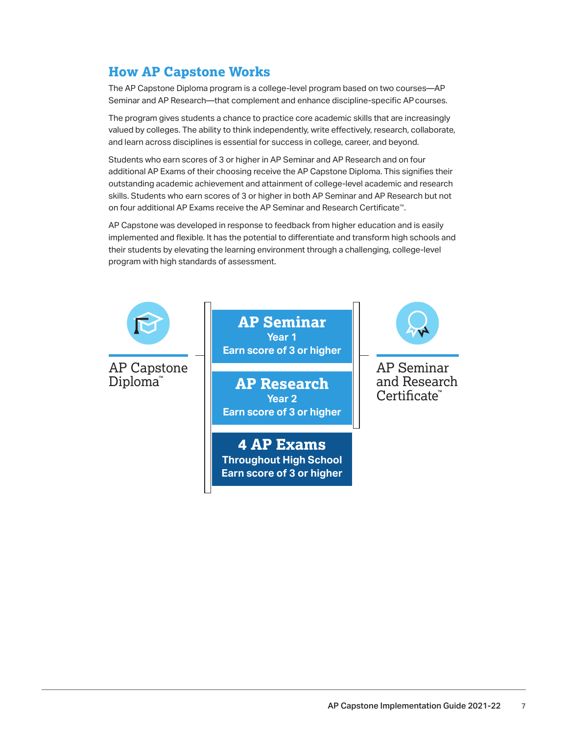## How AP Capstone Works

The AP Capstone Diploma program is a college-level program based on two courses—AP Seminar and AP Research—that complement and enhance discipline-specific AP courses.

The program gives students a chance to practice core academic skills that are increasingly valued by colleges. The ability to think independently, write effectively, research, collaborate, and learn across disciplines is essential for success in college, career, and beyond.

Students who earn scores of 3 or higher in AP Seminar and AP Research and on four additional AP Exams of their choosing receive the AP Capstone Diploma. This signifies their outstanding academic achievement and attainment of college-level academic and research skills. Students who earn scores of 3 or higher in both AP Seminar and AP Research but not on four additional AP Exams receive the AP Seminar and Research Certificate™.

AP Capstone was developed in response to feedback from higher education and is easily implemented and flexible. It has the potential to differentiate and transform high schools and their students by elevating the learning environment through a challenging, college-level program with high standards of assessment.

AP Capstone Diploma™

**AP Seminar**
Year 1
Earn score of 3 or higher

**AP Research**
Year 2
Earn score of 3 or higher

**4 AP Exams**
Throughout High School
Earn score of 3 or higher

AP Seminar and Research Certificate™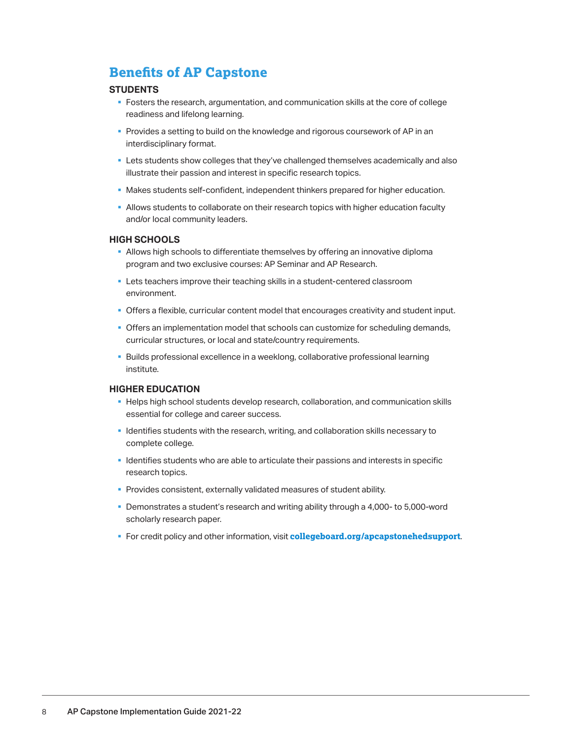## Benefits of AP Capstone

### STUDENTS

- Fosters the research, argumentation, and communication skills at the core of college readiness and lifelong learning.
- Provides a setting to build on the knowledge and rigorous coursework of AP in an interdisciplinary format.
- Lets students show colleges that they've challenged themselves academically and also illustrate their passion and interest in specific research topics.
- Makes students self-confident, independent thinkers prepared for higher education.
- Allows students to collaborate on their research topics with higher education faculty and/or local community leaders.

### HIGH SCHOOLS

- Allows high schools to differentiate themselves by offering an innovative diploma program and two exclusive courses: AP Seminar and AP Research.
- Lets teachers improve their teaching skills in a student-centered classroom environment.
- Offers a flexible, curricular content model that encourages creativity and student input.
- Offers an implementation model that schools can customize for scheduling demands, curricular structures, or local and state/country requirements.
- Builds professional excellence in a weeklong, collaborative professional learning institute.

### HIGHER EDUCATION

- Helps high school students develop research, collaboration, and communication skills essential for college and career success.
- Identifies students with the research, writing, and collaboration skills necessary to complete college.
- Identifies students who are able to articulate their passions and interests in specific research topics.
- Provides consistent, externally validated measures of student ability.
- Demonstrates a student's research and writing ability through a 4,000- to 5,000-word scholarly research paper.
- For credit policy and other information, visit **collegeboard.org/apcapstonehedsupport**.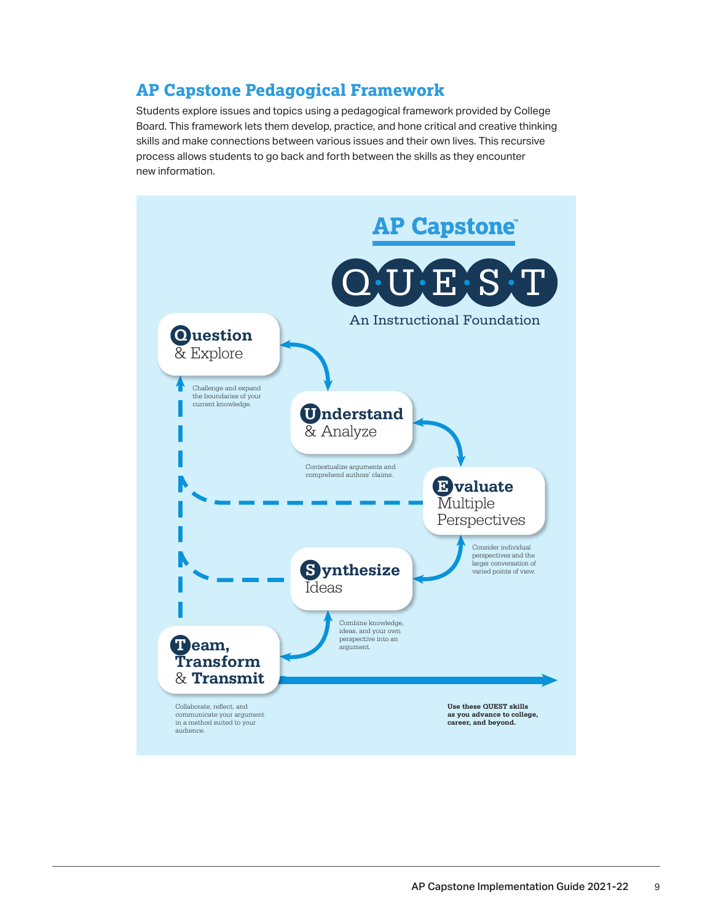## AP Capstone Pedagogical Framework

Students explore issues and topics using a pedagogical framework provided by College Board. This framework lets them develop, practice, and hone critical and creative thinking skills and make connections between various issues and their own lives. This recursive process allows students to go back and forth between the skills as they encounter new information.

**AP Capstone™**

**Q·U·E·S·T**

An Instructional Foundation

**Question** & Explore

Challenge and expand the boundaries of your current knowledge.

**Understand** & Analyze

Contextualize arguments and comprehend authors' claims.

**Evaluate** Multiple Perspectives

Consider individual perspectives and the larger conversation of varied points of view.

**Synthesize** Ideas

Combine knowledge, ideas, and your own perspective into an argument.

**Team, Transform** & **Transmit**

Collaborate, reflect, and communicate your argument in a method suited to your audience.

**Use these QUEST skills as you advance to college, career, and beyond.**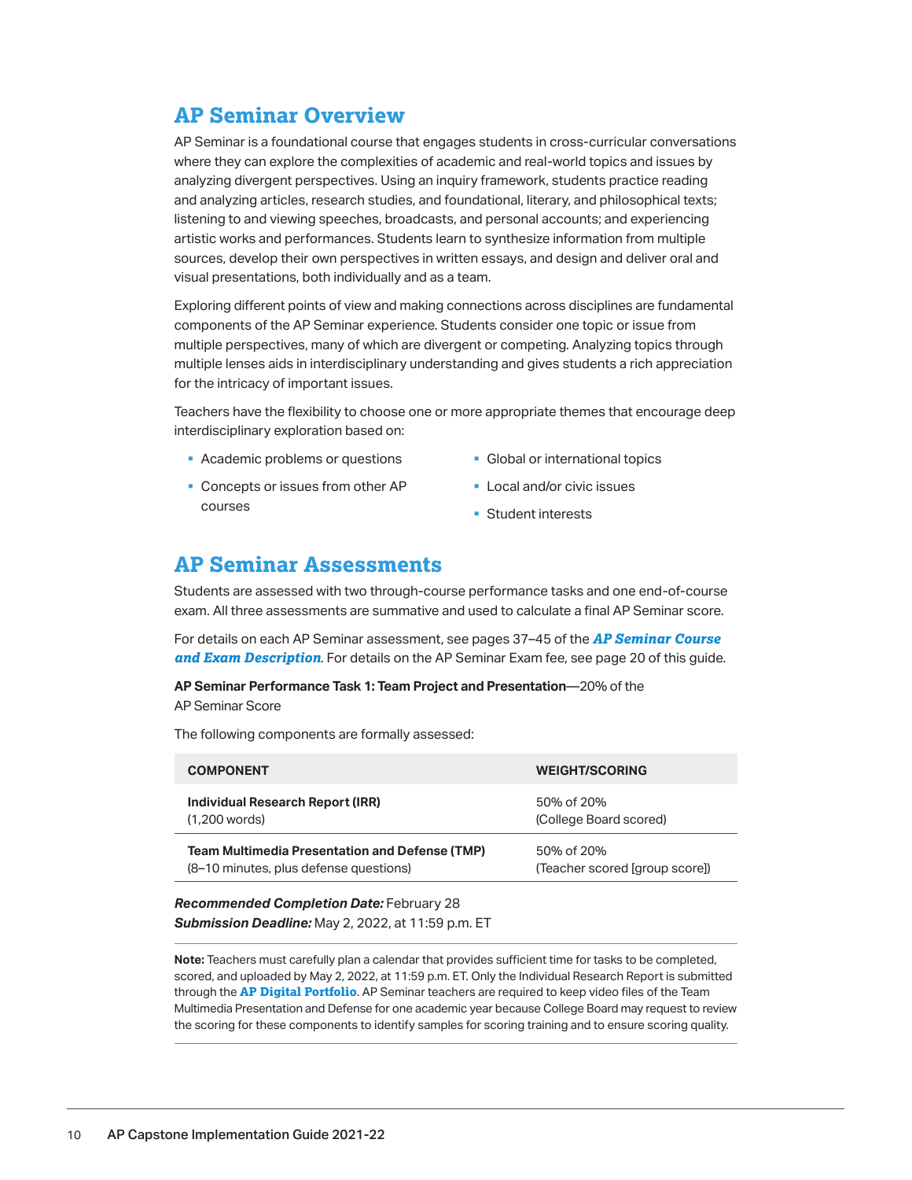## AP Seminar Overview

AP Seminar is a foundational course that engages students in cross-curricular conversations where they can explore the complexities of academic and real-world topics and issues by analyzing divergent perspectives. Using an inquiry framework, students practice reading and analyzing articles, research studies, and foundational, literary, and philosophical texts; listening to and viewing speeches, broadcasts, and personal accounts; and experiencing artistic works and performances. Students learn to synthesize information from multiple sources, develop their own perspectives in written essays, and design and deliver oral and visual presentations, both individually and as a team.

Exploring different points of view and making connections across disciplines are fundamental components of the AP Seminar experience. Students consider one topic or issue from multiple perspectives, many of which are divergent or competing. Analyzing topics through multiple lenses aids in interdisciplinary understanding and gives students a rich appreciation for the intricacy of important issues.

Teachers have the flexibility to choose one or more appropriate themes that encourage deep interdisciplinary exploration based on:

- Academic problems or questions
- Concepts or issues from other AP courses
- Global or international topics
- Local and/or civic issues
- Student interests

## AP Seminar Assessments

Students are assessed with two through-course performance tasks and one end-of-course exam. All three assessments are summative and used to calculate a final AP Seminar score.

For details on each AP Seminar assessment, see pages 37–45 of the ***AP Seminar Course and Exam Description***. For details on the AP Seminar Exam fee, see page 20 of this guide.

**AP Seminar Performance Task 1: Team Project and Presentation**—20% of the AP Seminar Score

The following components are formally assessed:

| COMPONENT | WEIGHT/SCORING |
|---|---|
| **Individual Research Report (IRR)** (1,200 words) | 50% of 20% (College Board scored) |
| **Team Multimedia Presentation and Defense (TMP)** (8–10 minutes, plus defense questions) | 50% of 20% (Teacher scored [group score]) |

***Recommended Completion Date:*** February 28
***Submission Deadline:*** May 2, 2022, at 11:59 p.m. ET

**Note:** Teachers must carefully plan a calendar that provides sufficient time for tasks to be completed, scored, and uploaded by May 2, 2022, at 11:59 p.m. ET. Only the Individual Research Report is submitted through the **AP Digital Portfolio**. AP Seminar teachers are required to keep video files of the Team Multimedia Presentation and Defense for one academic year because College Board may request to review the scoring for these components to identify samples for scoring training and to ensure scoring quality.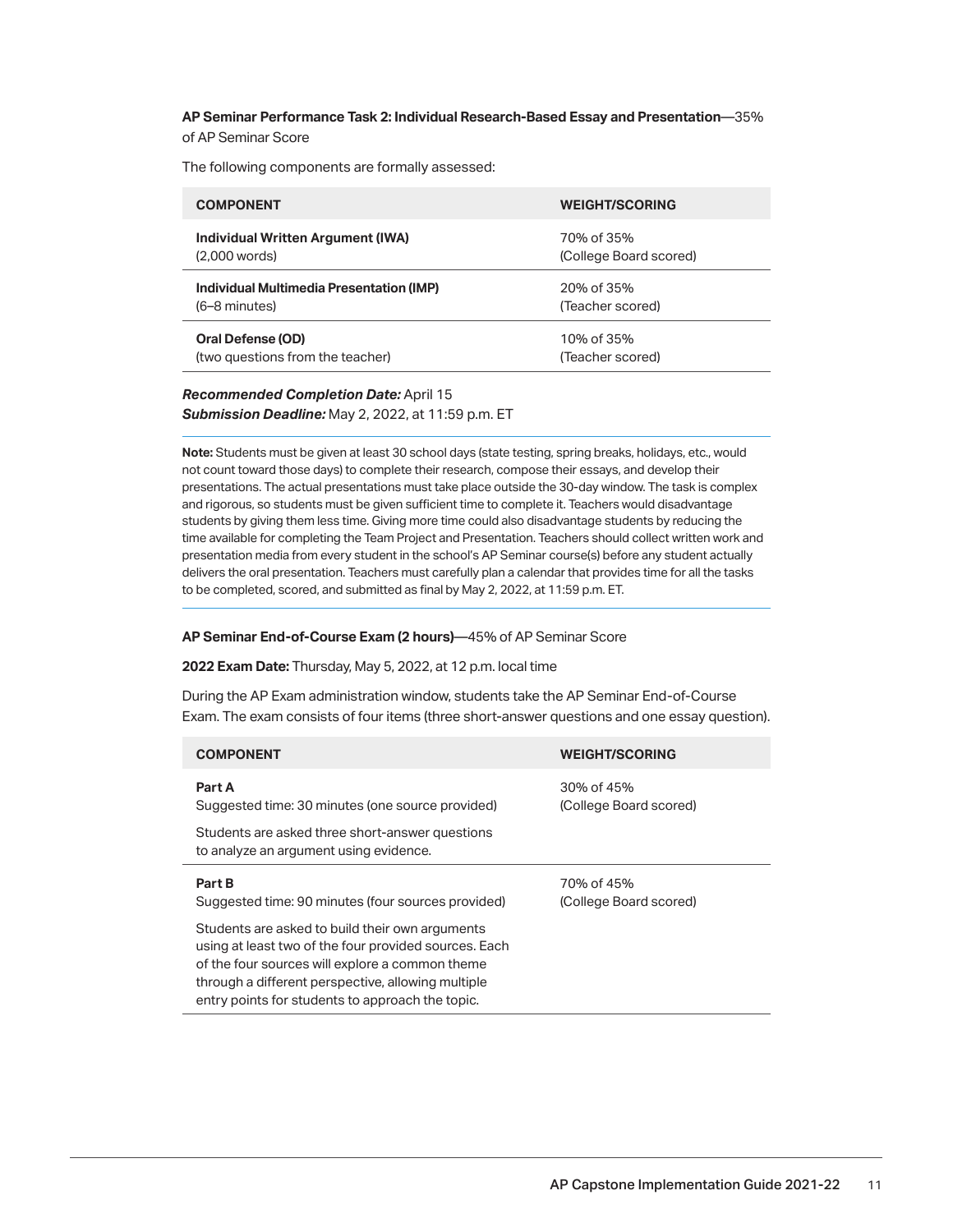**AP Seminar Performance Task 2: Individual Research-Based Essay and Presentation**—35% of AP Seminar Score

The following components are formally assessed:

| COMPONENT | WEIGHT/SCORING |
| --- | --- |
| **Individual Written Argument (IWA)** (2,000 words) | 70% of 35% (College Board scored) |
| **Individual Multimedia Presentation (IMP)** (6–8 minutes) | 20% of 35% (Teacher scored) |
| **Oral Defense (OD)** (two questions from the teacher) | 10% of 35% (Teacher scored) |

***Recommended Completion Date:*** April 15
***Submission Deadline:*** May 2, 2022, at 11:59 p.m. ET

**Note:** Students must be given at least 30 school days (state testing, spring breaks, holidays, etc., would not count toward those days) to complete their research, compose their essays, and develop their presentations. The actual presentations must take place outside the 30-day window. The task is complex and rigorous, so students must be given sufficient time to complete it. Teachers would disadvantage students by giving them less time. Giving more time could also disadvantage students by reducing the time available for completing the Team Project and Presentation. Teachers should collect written work and presentation media from every student in the school's AP Seminar course(s) before any student actually delivers the oral presentation. Teachers must carefully plan a calendar that provides time for all the tasks to be completed, scored, and submitted as final by May 2, 2022, at 11:59 p.m. ET.

**AP Seminar End-of-Course Exam (2 hours)**—45% of AP Seminar Score

**2022 Exam Date:** Thursday, May 5, 2022, at 12 p.m. local time

During the AP Exam administration window, students take the AP Seminar End-of-Course Exam. The exam consists of four items (three short-answer questions and one essay question).

| COMPONENT | WEIGHT/SCORING |
| --- | --- |
| **Part A**<br>Suggested time: 30 minutes (one source provided)<br>Students are asked three short-answer questions to analyze an argument using evidence. | 30% of 45% (College Board scored) |
| **Part B**<br>Suggested time: 90 minutes (four sources provided)<br>Students are asked to build their own arguments using at least two of the four provided sources. Each of the four sources will explore a common theme through a different perspective, allowing multiple entry points for students to approach the topic. | 70% of 45% (College Board scored) |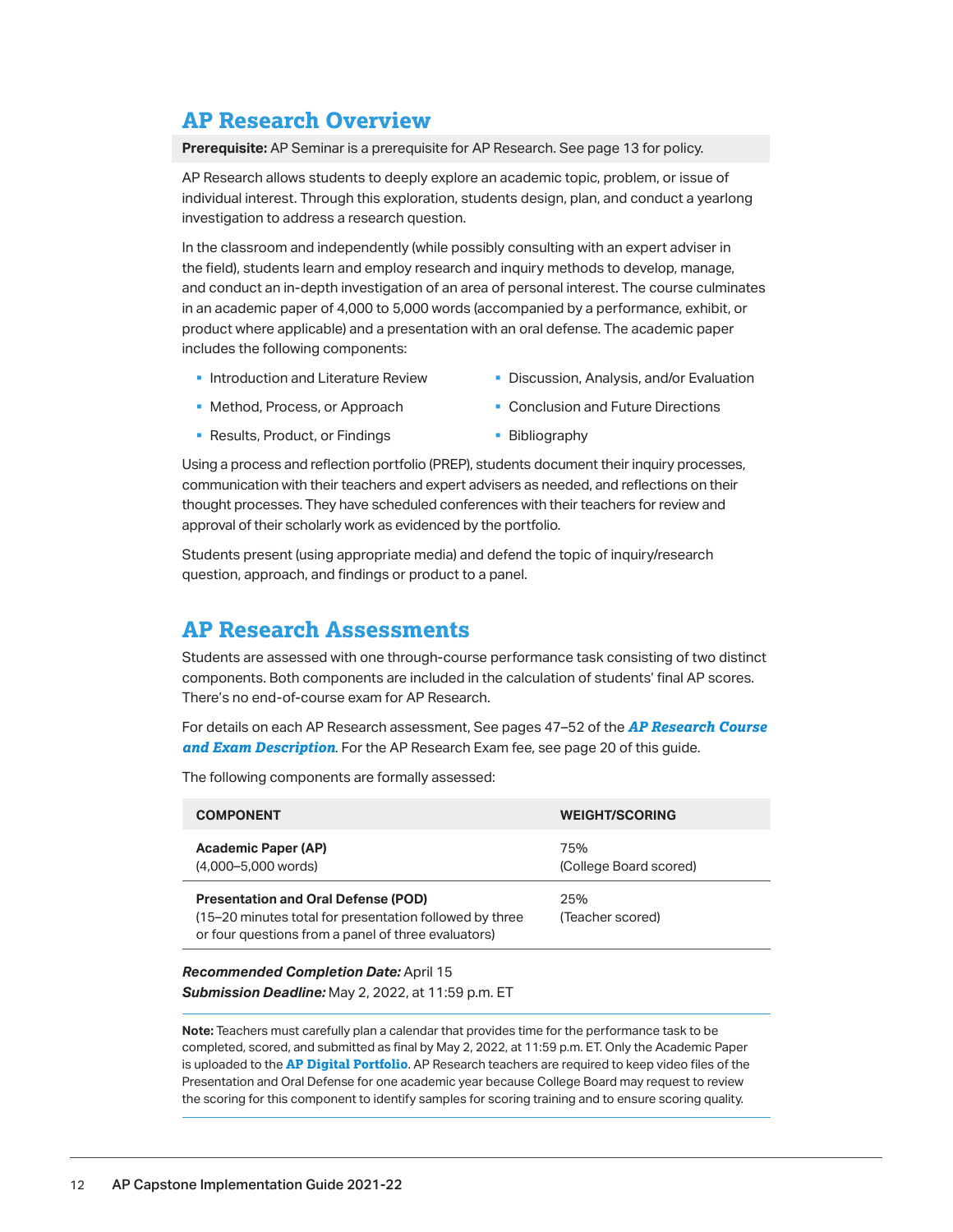## AP Research Overview

**Prerequisite:** AP Seminar is a prerequisite for AP Research. See page 13 for policy.

AP Research allows students to deeply explore an academic topic, problem, or issue of individual interest. Through this exploration, students design, plan, and conduct a yearlong investigation to address a research question.

In the classroom and independently (while possibly consulting with an expert adviser in the field), students learn and employ research and inquiry methods to develop, manage, and conduct an in-depth investigation of an area of personal interest. The course culminates in an academic paper of 4,000 to 5,000 words (accompanied by a performance, exhibit, or product where applicable) and a presentation with an oral defense. The academic paper includes the following components:

- Introduction and Literature Review
- Method, Process, or Approach
- Results, Product, or Findings
- Discussion, Analysis, and/or Evaluation
- Conclusion and Future Directions
- Bibliography

Using a process and reflection portfolio (PREP), students document their inquiry processes, communication with their teachers and expert advisers as needed, and reflections on their thought processes. They have scheduled conferences with their teachers for review and approval of their scholarly work as evidenced by the portfolio.

Students present (using appropriate media) and defend the topic of inquiry/research question, approach, and findings or product to a panel.

## AP Research Assessments

Students are assessed with one through-course performance task consisting of two distinct components. Both components are included in the calculation of students' final AP scores. There's no end-of-course exam for AP Research.

For details on each AP Research assessment, See pages 47–52 of the ***AP Research Course and Exam Description***. For the AP Research Exam fee, see page 20 of this guide.

The following components are formally assessed:

| COMPONENT | WEIGHT/SCORING |
|---|---|
| **Academic Paper (AP)**<br>(4,000–5,000 words) | 75%<br>(College Board scored) |
| **Presentation and Oral Defense (POD)**<br>(15–20 minutes total for presentation followed by three or four questions from a panel of three evaluators) | 25%<br>(Teacher scored) |

***Recommended Completion Date:*** April 15
***Submission Deadline:*** May 2, 2022, at 11:59 p.m. ET

**Note:** Teachers must carefully plan a calendar that provides time for the performance task to be completed, scored, and submitted as final by May 2, 2022, at 11:59 p.m. ET. Only the Academic Paper is uploaded to the **AP Digital Portfolio**. AP Research teachers are required to keep video files of the Presentation and Oral Defense for one academic year because College Board may request to review the scoring for this component to identify samples for scoring training and to ensure scoring quality.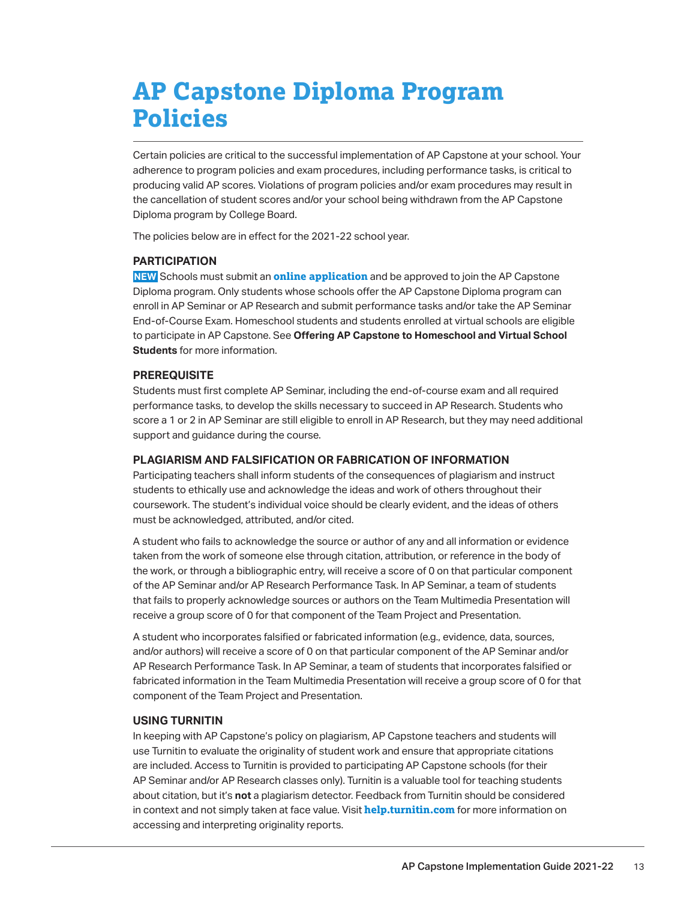# AP Capstone Diploma Program Policies

Certain policies are critical to the successful implementation of AP Capstone at your school. Your adherence to program policies and exam procedures, including performance tasks, is critical to producing valid AP scores. Violations of program policies and/or exam procedures may result in the cancellation of student scores and/or your school being withdrawn from the AP Capstone Diploma program by College Board.

The policies below are in effect for the 2021-22 school year.

### PARTICIPATION

**NEW** Schools must submit an **online application** and be approved to join the AP Capstone Diploma program. Only students whose schools offer the AP Capstone Diploma program can enroll in AP Seminar or AP Research and submit performance tasks and/or take the AP Seminar End-of-Course Exam. Homeschool students and students enrolled at virtual schools are eligible to participate in AP Capstone. See **Offering AP Capstone to Homeschool and Virtual School Students** for more information.

### PREREQUISITE

Students must first complete AP Seminar, including the end-of-course exam and all required performance tasks, to develop the skills necessary to succeed in AP Research. Students who score a 1 or 2 in AP Seminar are still eligible to enroll in AP Research, but they may need additional support and guidance during the course.

### PLAGIARISM AND FALSIFICATION OR FABRICATION OF INFORMATION

Participating teachers shall inform students of the consequences of plagiarism and instruct students to ethically use and acknowledge the ideas and work of others throughout their coursework. The student's individual voice should be clearly evident, and the ideas of others must be acknowledged, attributed, and/or cited.

A student who fails to acknowledge the source or author of any and all information or evidence taken from the work of someone else through citation, attribution, or reference in the body of the work, or through a bibliographic entry, will receive a score of 0 on that particular component of the AP Seminar and/or AP Research Performance Task. In AP Seminar, a team of students that fails to properly acknowledge sources or authors on the Team Multimedia Presentation will receive a group score of 0 for that component of the Team Project and Presentation.

A student who incorporates falsified or fabricated information (e.g., evidence, data, sources, and/or authors) will receive a score of 0 on that particular component of the AP Seminar and/or AP Research Performance Task. In AP Seminar, a team of students that incorporates falsified or fabricated information in the Team Multimedia Presentation will receive a group score of 0 for that component of the Team Project and Presentation.

### USING TURNITIN

In keeping with AP Capstone's policy on plagiarism, AP Capstone teachers and students will use Turnitin to evaluate the originality of student work and ensure that appropriate citations are included. Access to Turnitin is provided to participating AP Capstone schools (for their AP Seminar and/or AP Research classes only). Turnitin is a valuable tool for teaching students about citation, but it's **not** a plagiarism detector. Feedback from Turnitin should be considered in context and not simply taken at face value. Visit **help.turnitin.com** for more information on accessing and interpreting originality reports.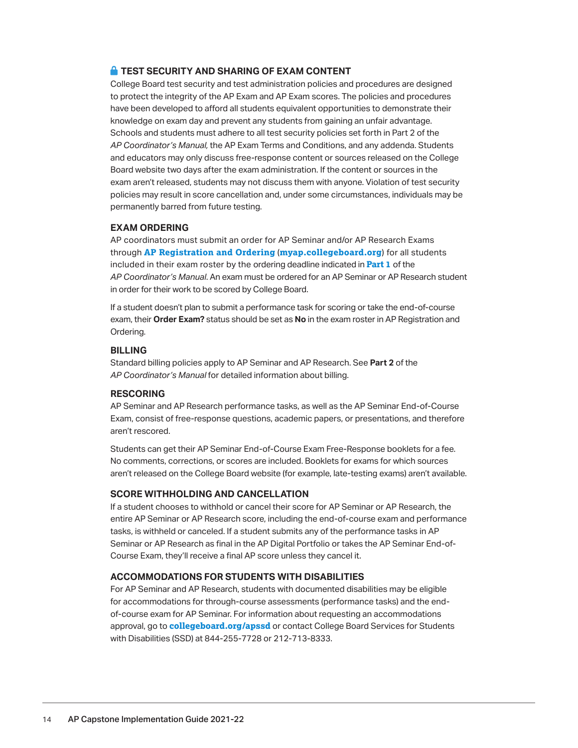## TEST SECURITY AND SHARING OF EXAM CONTENT

College Board test security and test administration policies and procedures are designed to protect the integrity of the AP Exam and AP Exam scores. The policies and procedures have been developed to afford all students equivalent opportunities to demonstrate their knowledge on exam day and prevent any students from gaining an unfair advantage. Schools and students must adhere to all test security policies set forth in Part 2 of the *AP Coordinator's Manual,* the AP Exam Terms and Conditions, and any addenda. Students and educators may only discuss free-response content or sources released on the College Board website two days after the exam administration. If the content or sources in the exam aren't released, students may not discuss them with anyone. Violation of test security policies may result in score cancellation and, under some circumstances, individuals may be permanently barred from future testing.

### EXAM ORDERING

AP coordinators must submit an order for AP Seminar and/or AP Research Exams through **AP Registration and Ordering** (**myap.collegeboard.org**) for all students included in their exam roster by the ordering deadline indicated in **Part 1** of the *AP Coordinator's Manual*. An exam must be ordered for an AP Seminar or AP Research student in order for their work to be scored by College Board.

If a student doesn't plan to submit a performance task for scoring or take the end-of-course exam, their **Order Exam?** status should be set as **No** in the exam roster in AP Registration and Ordering.

### BILLING

Standard billing policies apply to AP Seminar and AP Research. See **Part 2** of the *AP Coordinator's Manual* for detailed information about billing.

### RESCORING

AP Seminar and AP Research performance tasks, as well as the AP Seminar End-of-Course Exam, consist of free-response questions, academic papers, or presentations, and therefore aren't rescored.

Students can get their AP Seminar End-of-Course Exam Free-Response booklets for a fee. No comments, corrections, or scores are included. Booklets for exams for which sources aren't released on the College Board website (for example, late-testing exams) aren't available.

### SCORE WITHHOLDING AND CANCELLATION

If a student chooses to withhold or cancel their score for AP Seminar or AP Research, the entire AP Seminar or AP Research score, including the end-of-course exam and performance tasks, is withheld or canceled. If a student submits any of the performance tasks in AP Seminar or AP Research as final in the AP Digital Portfolio or takes the AP Seminar End-of-Course Exam, they'll receive a final AP score unless they cancel it.

### ACCOMMODATIONS FOR STUDENTS WITH DISABILITIES

For AP Seminar and AP Research, students with documented disabilities may be eligible for accommodations for through-course assessments (performance tasks) and the end-of-course exam for AP Seminar. For information about requesting an accommodations approval, go to **collegeboard.org/apssd** or contact College Board Services for Students with Disabilities (SSD) at 844-255-7728 or 212-713-8333.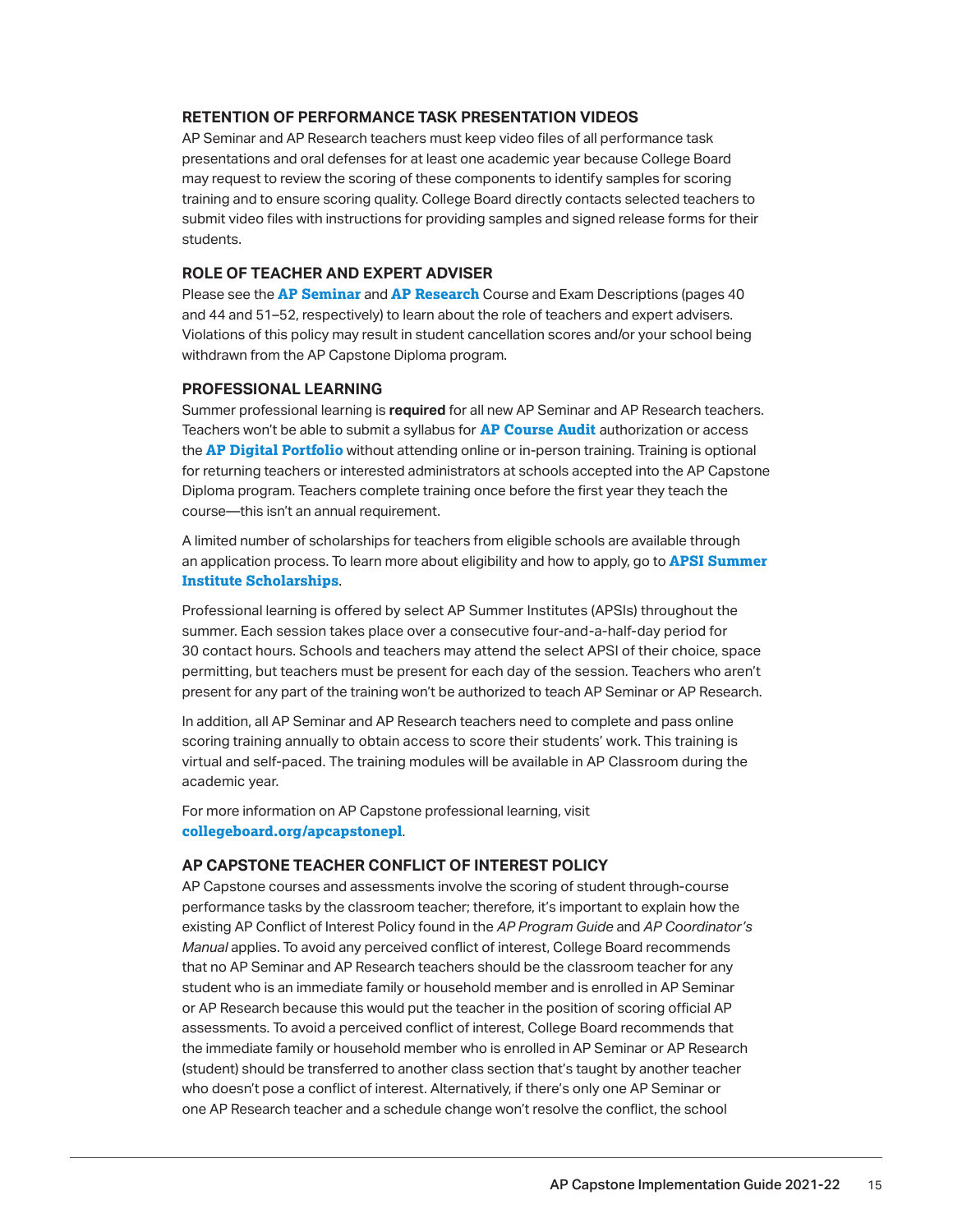### RETENTION OF PERFORMANCE TASK PRESENTATION VIDEOS

AP Seminar and AP Research teachers must keep video files of all performance task presentations and oral defenses for at least one academic year because College Board may request to review the scoring of these components to identify samples for scoring training and to ensure scoring quality. College Board directly contacts selected teachers to submit video files with instructions for providing samples and signed release forms for their students.

### ROLE OF TEACHER AND EXPERT ADVISER

Please see the **AP Seminar** and **AP Research** Course and Exam Descriptions (pages 40 and 44 and 51–52, respectively) to learn about the role of teachers and expert advisers. Violations of this policy may result in student cancellation scores and/or your school being withdrawn from the AP Capstone Diploma program.

### PROFESSIONAL LEARNING

Summer professional learning is **required** for all new AP Seminar and AP Research teachers. Teachers won't be able to submit a syllabus for **AP Course Audit** authorization or access the **AP Digital Portfolio** without attending online or in-person training. Training is optional for returning teachers or interested administrators at schools accepted into the AP Capstone Diploma program. Teachers complete training once before the first year they teach the course—this isn't an annual requirement.

A limited number of scholarships for teachers from eligible schools are available through an application process. To learn more about eligibility and how to apply, go to **APSI Summer Institute Scholarships**.

Professional learning is offered by select AP Summer Institutes (APSIs) throughout the summer. Each session takes place over a consecutive four-and-a-half-day period for 30 contact hours. Schools and teachers may attend the select APSI of their choice, space permitting, but teachers must be present for each day of the session. Teachers who aren't present for any part of the training won't be authorized to teach AP Seminar or AP Research.

In addition, all AP Seminar and AP Research teachers need to complete and pass online scoring training annually to obtain access to score their students' work. This training is virtual and self-paced. The training modules will be available in AP Classroom during the academic year.

For more information on AP Capstone professional learning, visit **collegeboard.org/apcapstonepl**.

### AP CAPSTONE TEACHER CONFLICT OF INTEREST POLICY

AP Capstone courses and assessments involve the scoring of student through-course performance tasks by the classroom teacher; therefore, it's important to explain how the existing AP Conflict of Interest Policy found in the *AP Program Guide* and *AP Coordinator's Manual* applies. To avoid any perceived conflict of interest, College Board recommends that no AP Seminar and AP Research teachers should be the classroom teacher for any student who is an immediate family or household member and is enrolled in AP Seminar or AP Research because this would put the teacher in the position of scoring official AP assessments. To avoid a perceived conflict of interest, College Board recommends that the immediate family or household member who is enrolled in AP Seminar or AP Research (student) should be transferred to another class section that's taught by another teacher who doesn't pose a conflict of interest. Alternatively, if there's only one AP Seminar or one AP Research teacher and a schedule change won't resolve the conflict, the school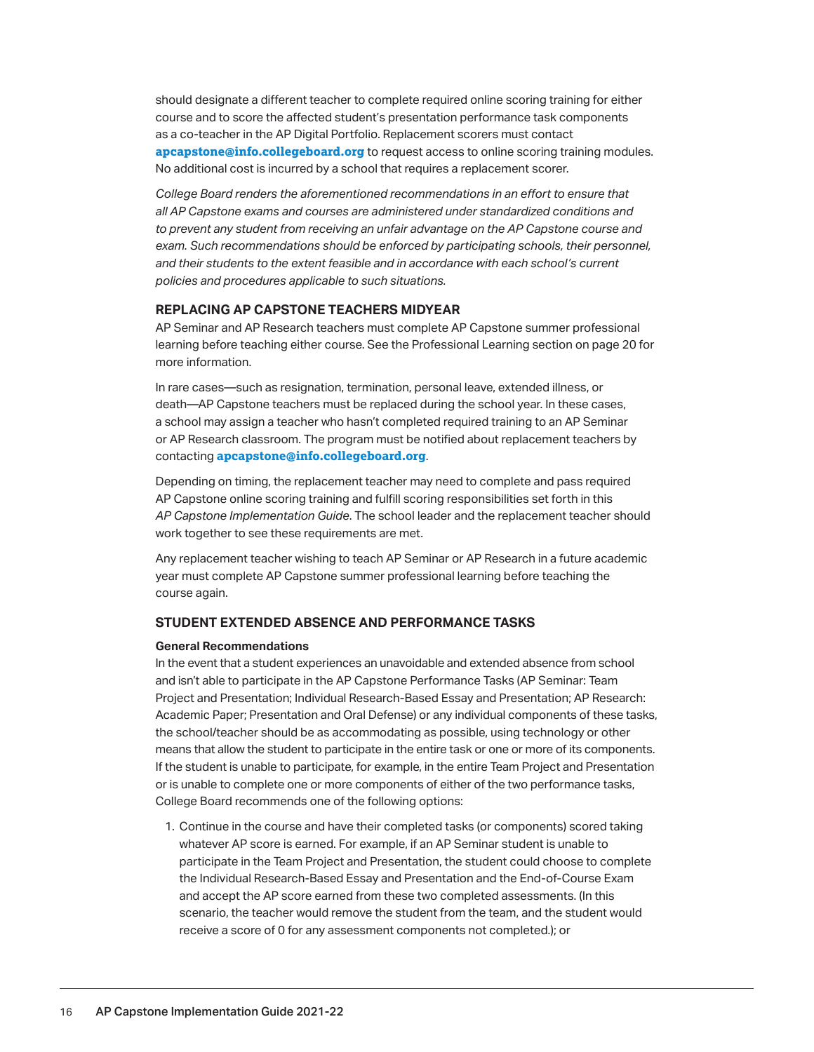should designate a different teacher to complete required online scoring training for either course and to score the affected student's presentation performance task components as a co-teacher in the AP Digital Portfolio. Replacement scorers must contact **apcapstone@info.collegeboard.org** to request access to online scoring training modules. No additional cost is incurred by a school that requires a replacement scorer.

*College Board renders the aforementioned recommendations in an effort to ensure that all AP Capstone exams and courses are administered under standardized conditions and to prevent any student from receiving an unfair advantage on the AP Capstone course and exam. Such recommendations should be enforced by participating schools, their personnel, and their students to the extent feasible and in accordance with each school's current policies and procedures applicable to such situations.*

## REPLACING AP CAPSTONE TEACHERS MIDYEAR

AP Seminar and AP Research teachers must complete AP Capstone summer professional learning before teaching either course. See the Professional Learning section on page 20 for more information.

In rare cases—such as resignation, termination, personal leave, extended illness, or death—AP Capstone teachers must be replaced during the school year. In these cases, a school may assign a teacher who hasn't completed required training to an AP Seminar or AP Research classroom. The program must be notified about replacement teachers by contacting **apcapstone@info.collegeboard.org**.

Depending on timing, the replacement teacher may need to complete and pass required AP Capstone online scoring training and fulfill scoring responsibilities set forth in this *AP Capstone Implementation Guide*. The school leader and the replacement teacher should work together to see these requirements are met.

Any replacement teacher wishing to teach AP Seminar or AP Research in a future academic year must complete AP Capstone summer professional learning before teaching the course again.

## STUDENT EXTENDED ABSENCE AND PERFORMANCE TASKS

### General Recommendations

In the event that a student experiences an unavoidable and extended absence from school and isn't able to participate in the AP Capstone Performance Tasks (AP Seminar: Team Project and Presentation; Individual Research-Based Essay and Presentation; AP Research: Academic Paper; Presentation and Oral Defense) or any individual components of these tasks, the school/teacher should be as accommodating as possible, using technology or other means that allow the student to participate in the entire task or one or more of its components. If the student is unable to participate, for example, in the entire Team Project and Presentation or is unable to complete one or more components of either of the two performance tasks, College Board recommends one of the following options:

1. Continue in the course and have their completed tasks (or components) scored taking whatever AP score is earned. For example, if an AP Seminar student is unable to participate in the Team Project and Presentation, the student could choose to complete the Individual Research-Based Essay and Presentation and the End-of-Course Exam and accept the AP score earned from these two completed assessments. (In this scenario, the teacher would remove the student from the team, and the student would receive a score of 0 for any assessment components not completed.); or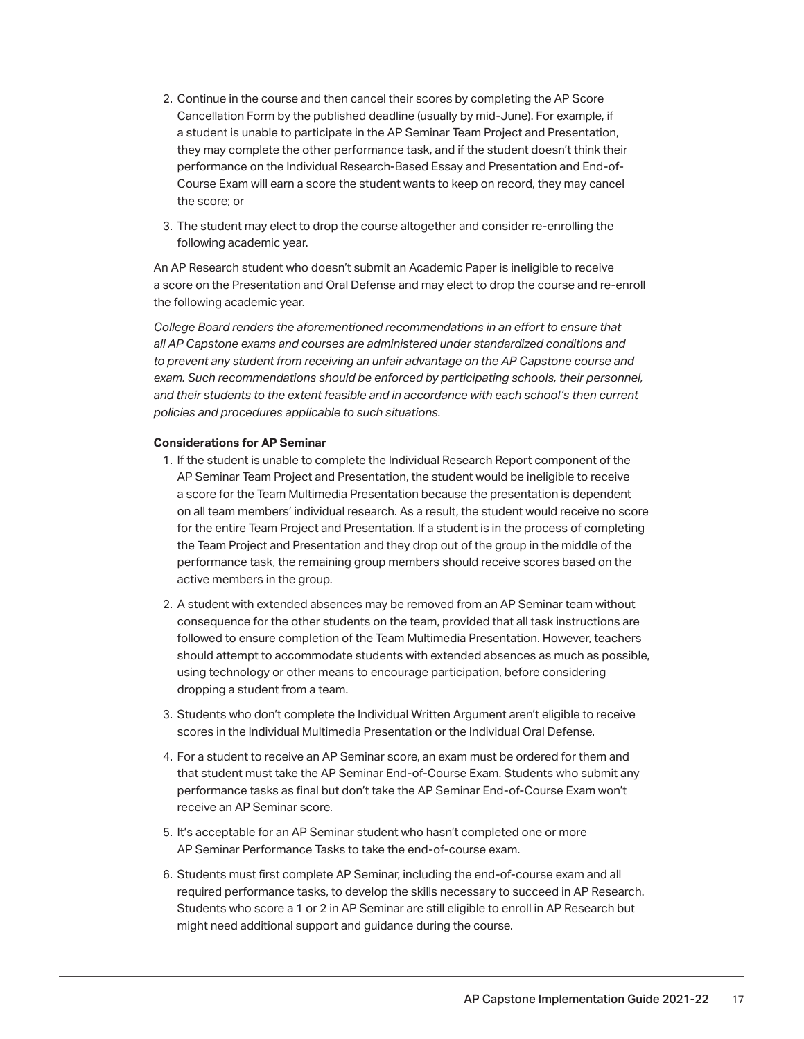2. Continue in the course and then cancel their scores by completing the AP Score Cancellation Form by the published deadline (usually by mid-June). For example, if a student is unable to participate in the AP Seminar Team Project and Presentation, they may complete the other performance task, and if the student doesn't think their performance on the Individual Research-Based Essay and Presentation and End-of-Course Exam will earn a score the student wants to keep on record, they may cancel the score; or

3. The student may elect to drop the course altogether and consider re-enrolling the following academic year.

An AP Research student who doesn't submit an Academic Paper is ineligible to receive a score on the Presentation and Oral Defense and may elect to drop the course and re-enroll the following academic year.

*College Board renders the aforementioned recommendations in an effort to ensure that all AP Capstone exams and courses are administered under standardized conditions and to prevent any student from receiving an unfair advantage on the AP Capstone course and exam. Such recommendations should be enforced by participating schools, their personnel, and their students to the extent feasible and in accordance with each school's then current policies and procedures applicable to such situations.*

**Considerations for AP Seminar**

1. If the student is unable to complete the Individual Research Report component of the AP Seminar Team Project and Presentation, the student would be ineligible to receive a score for the Team Multimedia Presentation because the presentation is dependent on all team members' individual research. As a result, the student would receive no score for the entire Team Project and Presentation. If a student is in the process of completing the Team Project and Presentation and they drop out of the group in the middle of the performance task, the remaining group members should receive scores based on the active members in the group.

2. A student with extended absences may be removed from an AP Seminar team without consequence for the other students on the team, provided that all task instructions are followed to ensure completion of the Team Multimedia Presentation. However, teachers should attempt to accommodate students with extended absences as much as possible, using technology or other means to encourage participation, before considering dropping a student from a team.

3. Students who don't complete the Individual Written Argument aren't eligible to receive scores in the Individual Multimedia Presentation or the Individual Oral Defense.

4. For a student to receive an AP Seminar score, an exam must be ordered for them and that student must take the AP Seminar End-of-Course Exam. Students who submit any performance tasks as final but don't take the AP Seminar End-of-Course Exam won't receive an AP Seminar score.

5. It's acceptable for an AP Seminar student who hasn't completed one or more AP Seminar Performance Tasks to take the end-of-course exam.

6. Students must first complete AP Seminar, including the end-of-course exam and all required performance tasks, to develop the skills necessary to succeed in AP Research. Students who score a 1 or 2 in AP Seminar are still eligible to enroll in AP Research but might need additional support and guidance during the course.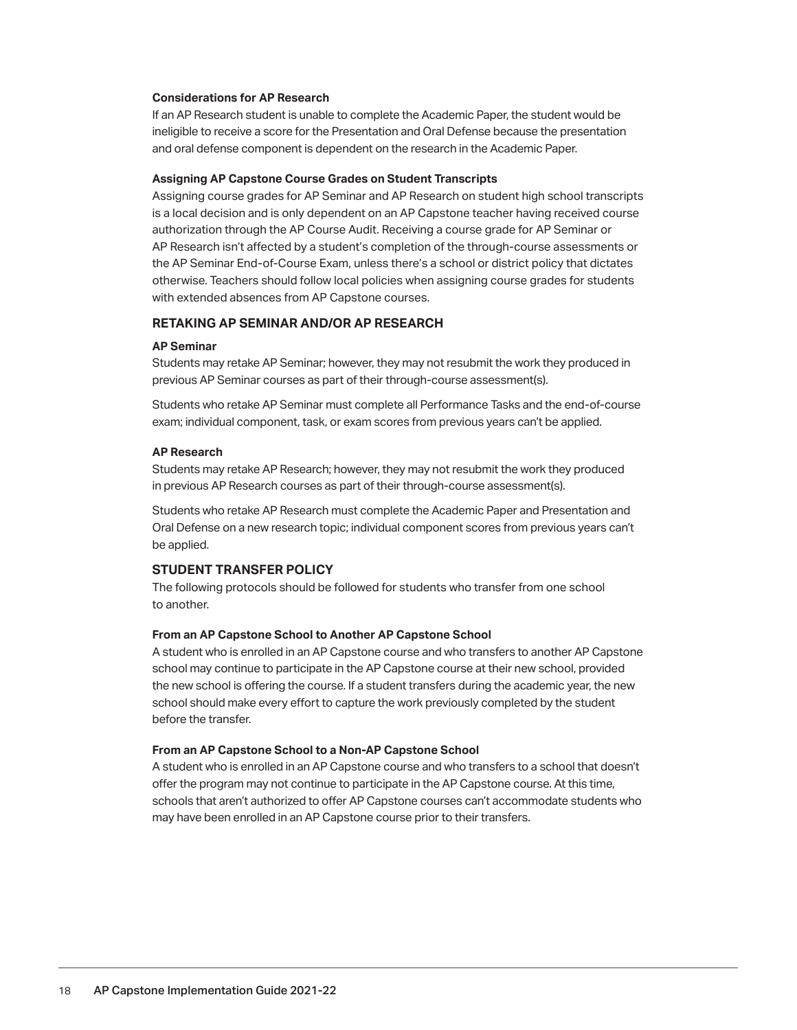#### Considerations for AP Research

If an AP Research student is unable to complete the Academic Paper, the student would be ineligible to receive a score for the Presentation and Oral Defense because the presentation and oral defense component is dependent on the research in the Academic Paper.

#### Assigning AP Capstone Course Grades on Student Transcripts

Assigning course grades for AP Seminar and AP Research on student high school transcripts is a local decision and is only dependent on an AP Capstone teacher having received course authorization through the AP Course Audit. Receiving a course grade for AP Seminar or AP Research isn't affected by a student's completion of the through-course assessments or the AP Seminar End-of-Course Exam, unless there's a school or district policy that dictates otherwise. Teachers should follow local policies when assigning course grades for students with extended absences from AP Capstone courses.

### RETAKING AP SEMINAR AND/OR AP RESEARCH

#### AP Seminar

Students may retake AP Seminar; however, they may not resubmit the work they produced in previous AP Seminar courses as part of their through-course assessment(s).

Students who retake AP Seminar must complete all Performance Tasks and the end-of-course exam; individual component, task, or exam scores from previous years can't be applied.

#### AP Research

Students may retake AP Research; however, they may not resubmit the work they produced in previous AP Research courses as part of their through-course assessment(s).

Students who retake AP Research must complete the Academic Paper and Presentation and Oral Defense on a new research topic; individual component scores from previous years can't be applied.

### STUDENT TRANSFER POLICY

The following protocols should be followed for students who transfer from one school to another.

#### From an AP Capstone School to Another AP Capstone School

A student who is enrolled in an AP Capstone course and who transfers to another AP Capstone school may continue to participate in the AP Capstone course at their new school, provided the new school is offering the course. If a student transfers during the academic year, the new school should make every effort to capture the work previously completed by the student before the transfer.

#### From an AP Capstone School to a Non-AP Capstone School

A student who is enrolled in an AP Capstone course and who transfers to a school that doesn't offer the program may not continue to participate in the AP Capstone course. At this time, schools that aren't authorized to offer AP Capstone courses can't accommodate students who may have been enrolled in an AP Capstone course prior to their transfers.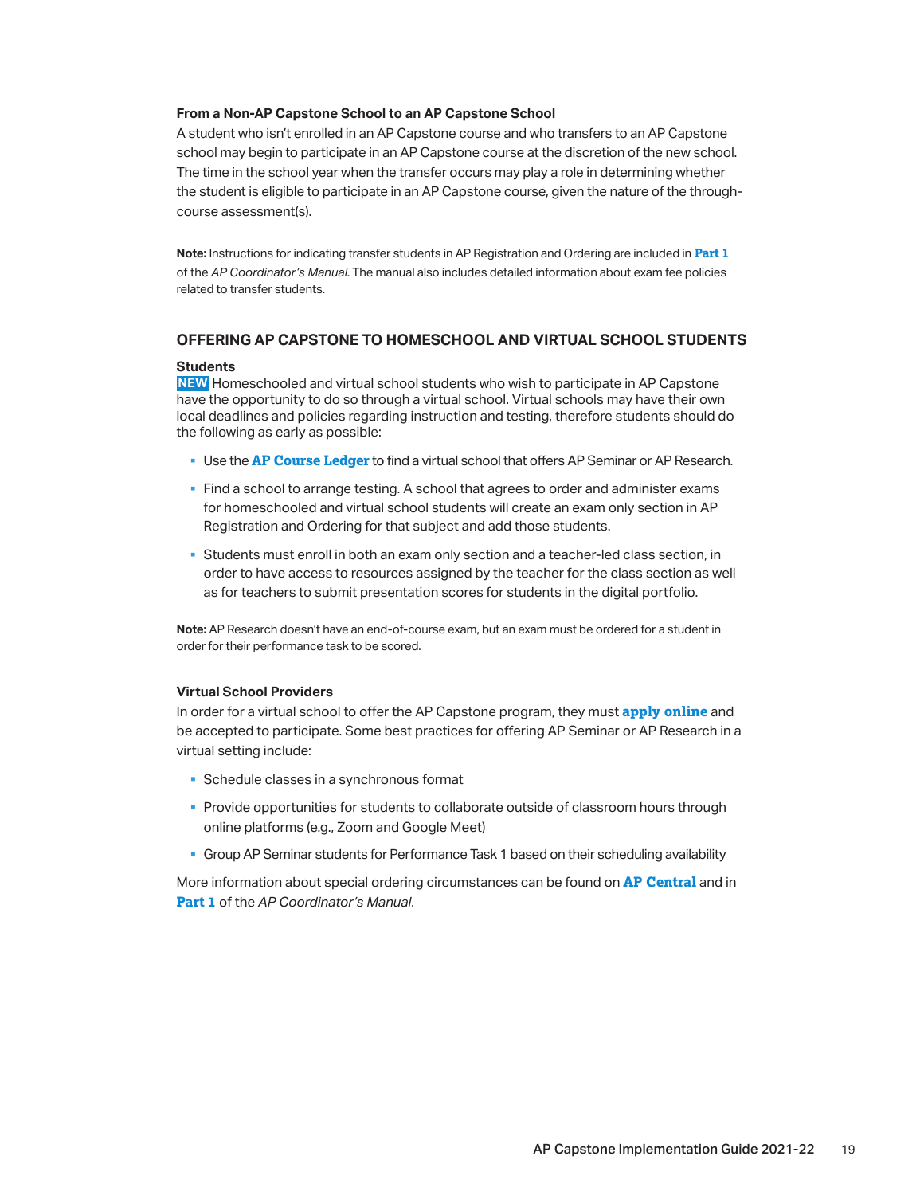### From a Non-AP Capstone School to an AP Capstone School

A student who isn't enrolled in an AP Capstone course and who transfers to an AP Capstone school may begin to participate in an AP Capstone course at the discretion of the new school. The time in the school year when the transfer occurs may play a role in determining whether the student is eligible to participate in an AP Capstone course, given the nature of the through-course assessment(s).

---

**Note:** Instructions for indicating transfer students in AP Registration and Ordering are included in **Part 1** of the *AP Coordinator's Manual*. The manual also includes detailed information about exam fee policies related to transfer students.

---

## OFFERING AP CAPSTONE TO HOMESCHOOL AND VIRTUAL SCHOOL STUDENTS

### Students

**NEW** Homeschooled and virtual school students who wish to participate in AP Capstone have the opportunity to do so through a virtual school. Virtual schools may have their own local deadlines and policies regarding instruction and testing, therefore students should do the following as early as possible:

- Use the **AP Course Ledger** to find a virtual school that offers AP Seminar or AP Research.
- Find a school to arrange testing. A school that agrees to order and administer exams for homeschooled and virtual school students will create an exam only section in AP Registration and Ordering for that subject and add those students.
- Students must enroll in both an exam only section and a teacher-led class section, in order to have access to resources assigned by the teacher for the class section as well as for teachers to submit presentation scores for students in the digital portfolio.

---

**Note:** AP Research doesn't have an end-of-course exam, but an exam must be ordered for a student in order for their performance task to be scored.

---

### Virtual School Providers

In order for a virtual school to offer the AP Capstone program, they must **apply online** and be accepted to participate. Some best practices for offering AP Seminar or AP Research in a virtual setting include:

- Schedule classes in a synchronous format
- Provide opportunities for students to collaborate outside of classroom hours through online platforms (e.g., Zoom and Google Meet)
- Group AP Seminar students for Performance Task 1 based on their scheduling availability

More information about special ordering circumstances can be found on **AP Central** and in **Part 1** of the *AP Coordinator's Manual*.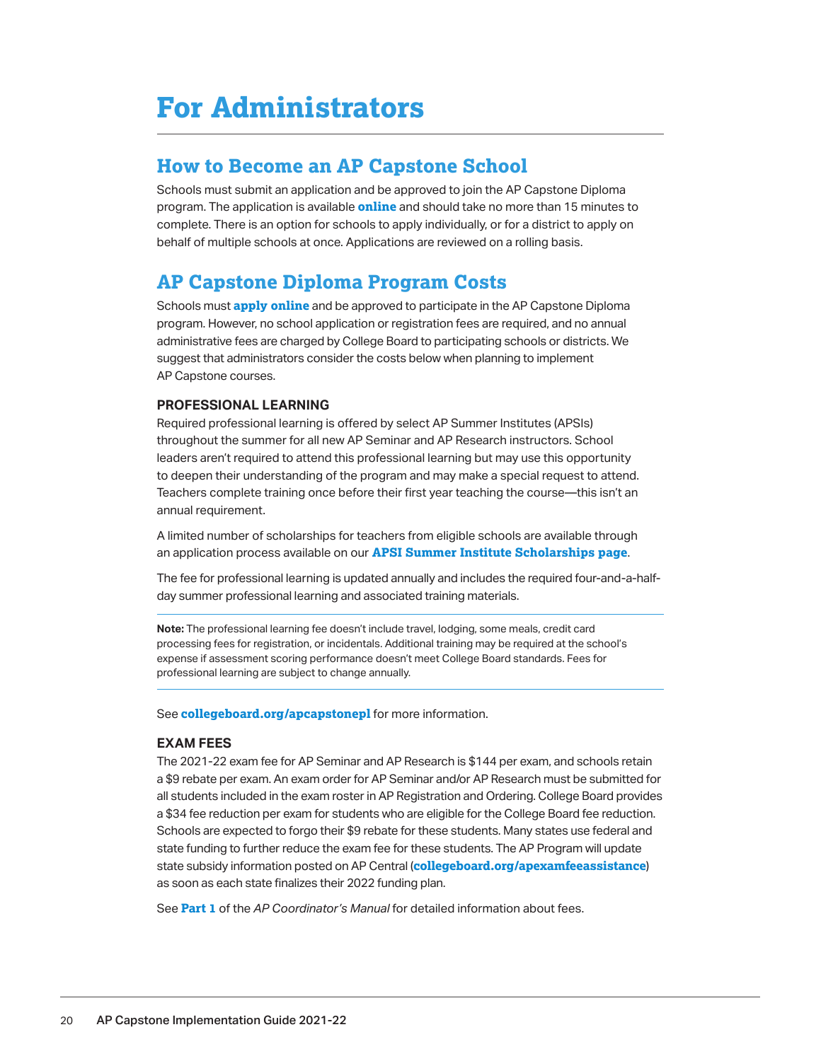# For Administrators

## How to Become an AP Capstone School

Schools must submit an application and be approved to join the AP Capstone Diploma program. The application is available **online** and should take no more than 15 minutes to complete. There is an option for schools to apply individually, or for a district to apply on behalf of multiple schools at once. Applications are reviewed on a rolling basis.

## AP Capstone Diploma Program Costs

Schools must **apply online** and be approved to participate in the AP Capstone Diploma program. However, no school application or registration fees are required, and no annual administrative fees are charged by College Board to participating schools or districts. We suggest that administrators consider the costs below when planning to implement AP Capstone courses.

### PROFESSIONAL LEARNING

Required professional learning is offered by select AP Summer Institutes (APSIs) throughout the summer for all new AP Seminar and AP Research instructors. School leaders aren't required to attend this professional learning but may use this opportunity to deepen their understanding of the program and may make a special request to attend. Teachers complete training once before their first year teaching the course—this isn't an annual requirement.

A limited number of scholarships for teachers from eligible schools are available through an application process available on our **APSI Summer Institute Scholarships page**.

The fee for professional learning is updated annually and includes the required four-and-a-half-day summer professional learning and associated training materials.

**Note:** The professional learning fee doesn't include travel, lodging, some meals, credit card processing fees for registration, or incidentals. Additional training may be required at the school's expense if assessment scoring performance doesn't meet College Board standards. Fees for professional learning are subject to change annually.

See **collegeboard.org/apcapstonepl** for more information.

### EXAM FEES

The 2021-22 exam fee for AP Seminar and AP Research is $144 per exam, and schools retain a $9 rebate per exam. An exam order for AP Seminar and/or AP Research must be submitted for all students included in the exam roster in AP Registration and Ordering. College Board provides a $34 fee reduction per exam for students who are eligible for the College Board fee reduction. Schools are expected to forgo their $9 rebate for these students. Many states use federal and state funding to further reduce the exam fee for these students. The AP Program will update state subsidy information posted on AP Central (**collegeboard.org/apexamfeeassistance**) as soon as each state finalizes their 2022 funding plan.

See **Part 1** of the *AP Coordinator's Manual* for detailed information about fees.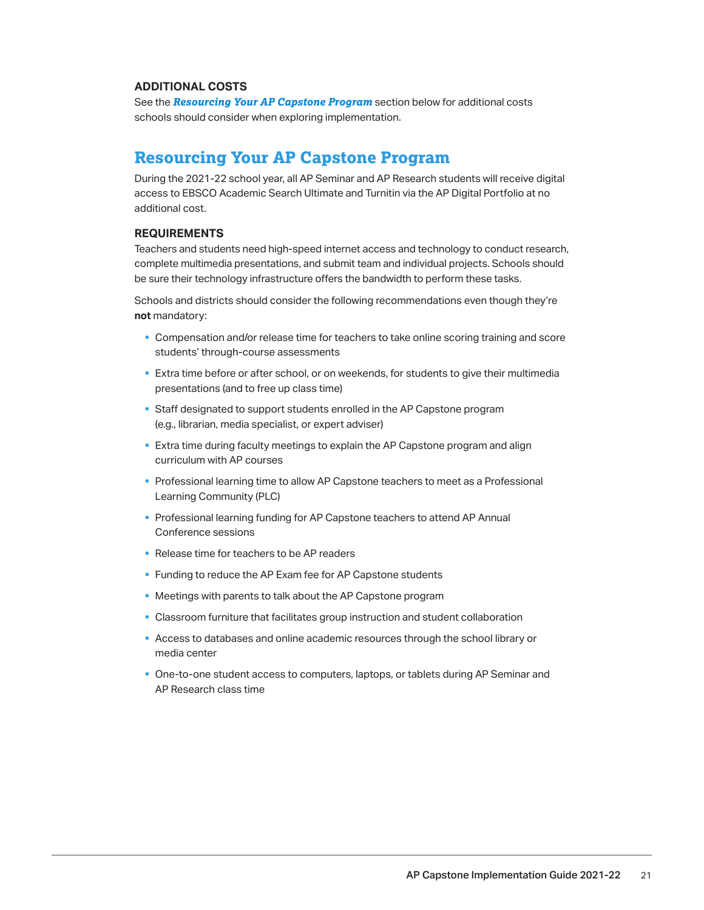### ADDITIONAL COSTS

See the ***Resourcing Your AP Capstone Program*** section below for additional costs schools should consider when exploring implementation.

## Resourcing Your AP Capstone Program

During the 2021-22 school year, all AP Seminar and AP Research students will receive digital access to EBSCO Academic Search Ultimate and Turnitin via the AP Digital Portfolio at no additional cost.

### REQUIREMENTS

Teachers and students need high-speed internet access and technology to conduct research, complete multimedia presentations, and submit team and individual projects. Schools should be sure their technology infrastructure offers the bandwidth to perform these tasks.

Schools and districts should consider the following recommendations even though they're **not** mandatory:

- Compensation and/or release time for teachers to take online scoring training and score students' through-course assessments
- Extra time before or after school, or on weekends, for students to give their multimedia presentations (and to free up class time)
- Staff designated to support students enrolled in the AP Capstone program (e.g., librarian, media specialist, or expert adviser)
- Extra time during faculty meetings to explain the AP Capstone program and align curriculum with AP courses
- Professional learning time to allow AP Capstone teachers to meet as a Professional Learning Community (PLC)
- Professional learning funding for AP Capstone teachers to attend AP Annual Conference sessions
- Release time for teachers to be AP readers
- Funding to reduce the AP Exam fee for AP Capstone students
- Meetings with parents to talk about the AP Capstone program
- Classroom furniture that facilitates group instruction and student collaboration
- Access to databases and online academic resources through the school library or media center
- One-to-one student access to computers, laptops, or tablets during AP Seminar and AP Research class time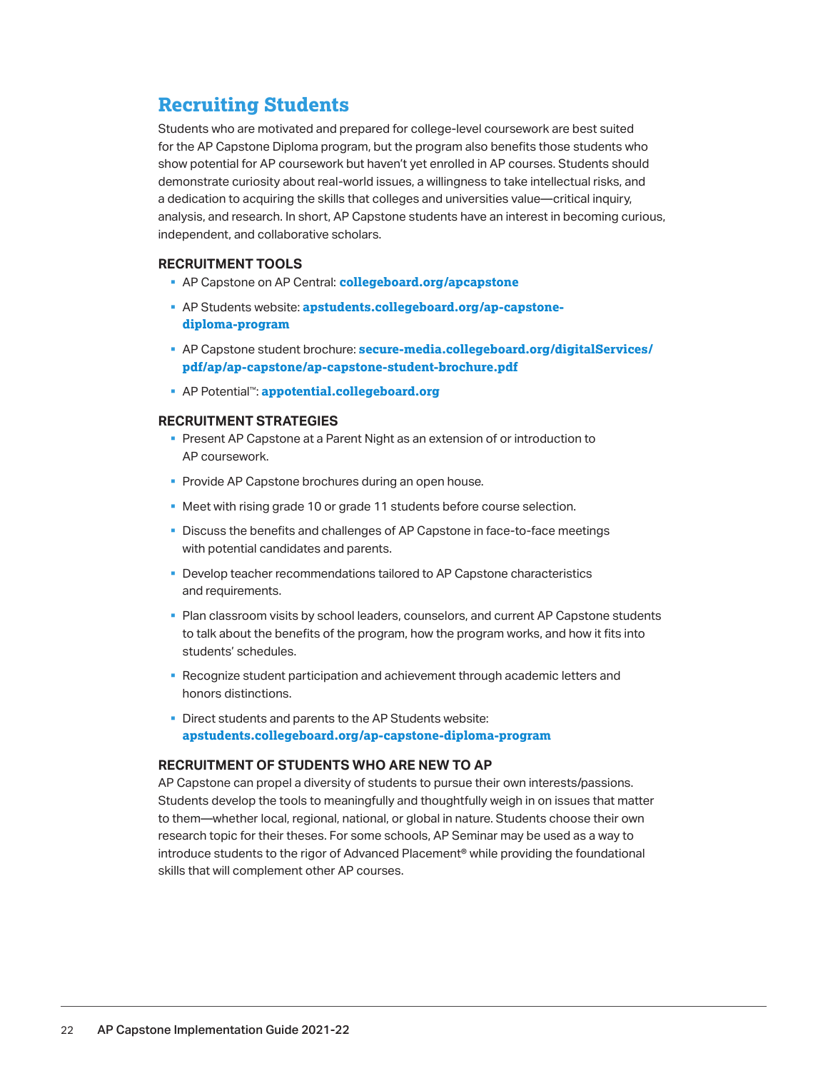## Recruiting Students

Students who are motivated and prepared for college-level coursework are best suited for the AP Capstone Diploma program, but the program also benefits those students who show potential for AP coursework but haven't yet enrolled in AP courses. Students should demonstrate curiosity about real-world issues, a willingness to take intellectual risks, and a dedication to acquiring the skills that colleges and universities value—critical inquiry, analysis, and research. In short, AP Capstone students have an interest in becoming curious, independent, and collaborative scholars.

### RECRUITMENT TOOLS

- AP Capstone on AP Central: **collegeboard.org/apcapstone**
- AP Students website: **apstudents.collegeboard.org/ap-capstone-diploma-program**
- AP Capstone student brochure: **secure-media.collegeboard.org/digitalServices/pdf/ap/ap-capstone/ap-capstone-student-brochure.pdf**
- AP Potential™: **appotential.collegeboard.org**

### RECRUITMENT STRATEGIES

- Present AP Capstone at a Parent Night as an extension of or introduction to AP coursework.
- Provide AP Capstone brochures during an open house.
- Meet with rising grade 10 or grade 11 students before course selection.
- Discuss the benefits and challenges of AP Capstone in face-to-face meetings with potential candidates and parents.
- Develop teacher recommendations tailored to AP Capstone characteristics and requirements.
- Plan classroom visits by school leaders, counselors, and current AP Capstone students to talk about the benefits of the program, how the program works, and how it fits into students' schedules.
- Recognize student participation and achievement through academic letters and honors distinctions.
- Direct students and parents to the AP Students website: **apstudents.collegeboard.org/ap-capstone-diploma-program**

### RECRUITMENT OF STUDENTS WHO ARE NEW TO AP

AP Capstone can propel a diversity of students to pursue their own interests/passions. Students develop the tools to meaningfully and thoughtfully weigh in on issues that matter to them—whether local, regional, national, or global in nature. Students choose their own research topic for their theses. For some schools, AP Seminar may be used as a way to introduce students to the rigor of Advanced Placement® while providing the foundational skills that will complement other AP courses.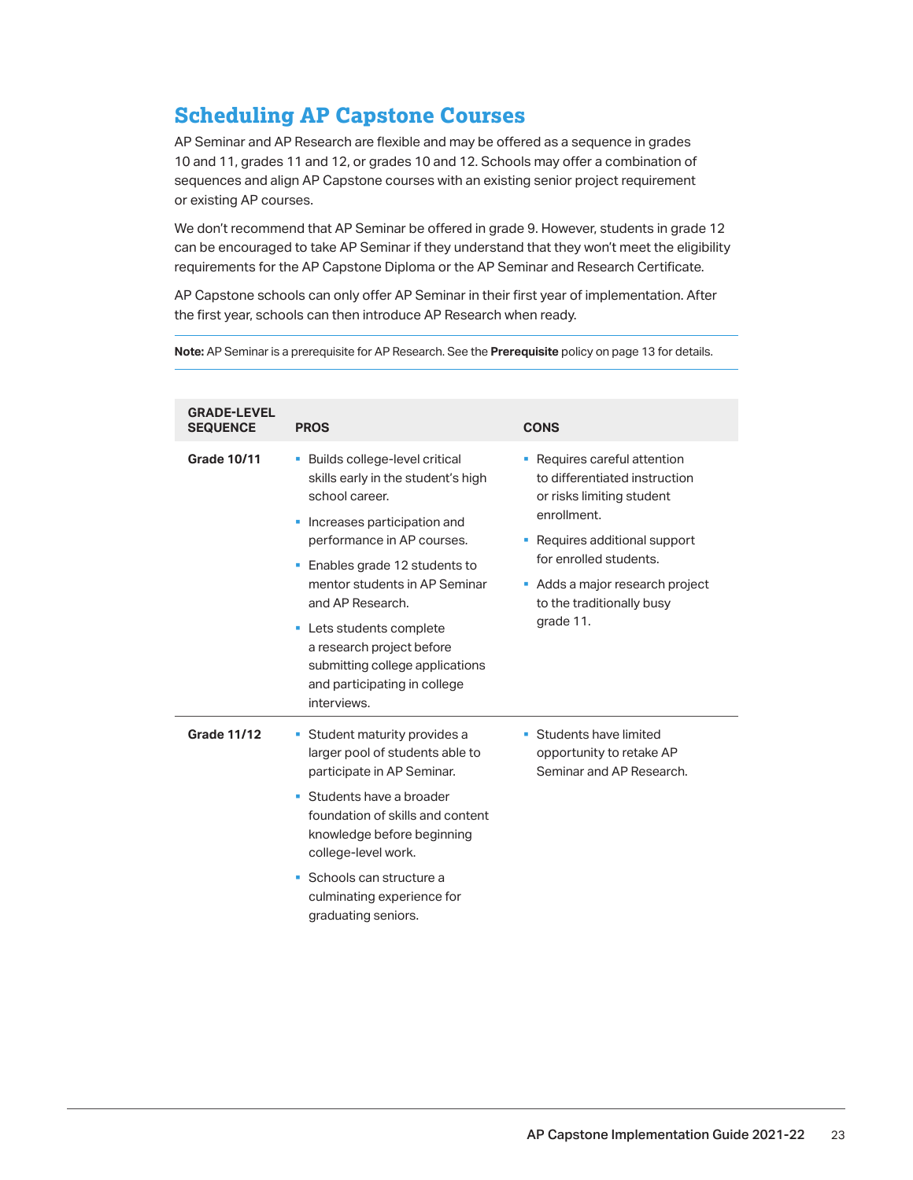## Scheduling AP Capstone Courses

AP Seminar and AP Research are flexible and may be offered as a sequence in grades 10 and 11, grades 11 and 12, or grades 10 and 12. Schools may offer a combination of sequences and align AP Capstone courses with an existing senior project requirement or existing AP courses.

We don't recommend that AP Seminar be offered in grade 9. However, students in grade 12 can be encouraged to take AP Seminar if they understand that they won't meet the eligibility requirements for the AP Capstone Diploma or the AP Seminar and Research Certificate.

AP Capstone schools can only offer AP Seminar in their first year of implementation. After the first year, schools can then introduce AP Research when ready.

**Note:** AP Seminar is a prerequisite for AP Research. See the **Prerequisite** policy on page 13 for details.

| GRADE-LEVEL SEQUENCE | PROS | CONS |
| --- | --- | --- |
| **Grade 10/11** | ▪ Builds college-level critical skills early in the student's high school career.<br>▪ Increases participation and performance in AP courses.<br>▪ Enables grade 12 students to mentor students in AP Seminar and AP Research.<br>▪ Lets students complete a research project before submitting college applications and participating in college interviews. | ▪ Requires careful attention to differentiated instruction or risks limiting student enrollment.<br>▪ Requires additional support for enrolled students.<br>▪ Adds a major research project to the traditionally busy grade 11. |
| **Grade 11/12** | ▪ Student maturity provides a larger pool of students able to participate in AP Seminar.<br>▪ Students have a broader foundation of skills and content knowledge before beginning college-level work.<br>▪ Schools can structure a culminating experience for graduating seniors. | ▪ Students have limited opportunity to retake AP Seminar and AP Research. |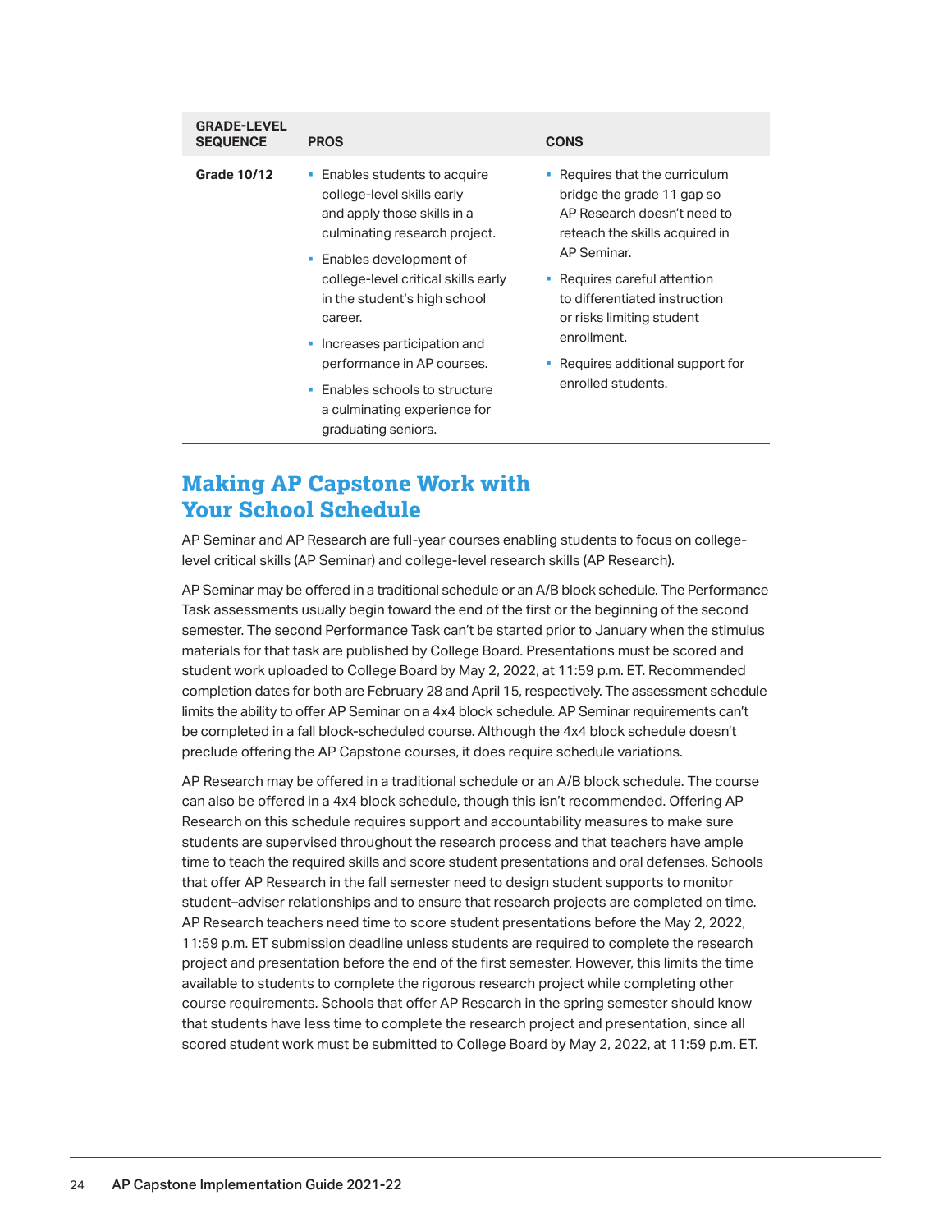| GRADE-LEVEL SEQUENCE | PROS | CONS |
|---|---|---|
| **Grade 10/12** | ▪ Enables students to acquire college-level skills early and apply those skills in a culminating research project.<br>▪ Enables development of college-level critical skills early in the student's high school career.<br>▪ Increases participation and performance in AP courses.<br>▪ Enables schools to structure a culminating experience for graduating seniors. | ▪ Requires that the curriculum bridge the grade 11 gap so AP Research doesn't need to reteach the skills acquired in AP Seminar.<br>▪ Requires careful attention to differentiated instruction or risks limiting student enrollment.<br>▪ Requires additional support for enrolled students. |

## Making AP Capstone Work with Your School Schedule

AP Seminar and AP Research are full-year courses enabling students to focus on college-level critical skills (AP Seminar) and college-level research skills (AP Research).

AP Seminar may be offered in a traditional schedule or an A/B block schedule. The Performance Task assessments usually begin toward the end of the first or the beginning of the second semester. The second Performance Task can't be started prior to January when the stimulus materials for that task are published by College Board. Presentations must be scored and student work uploaded to College Board by May 2, 2022, at 11:59 p.m. ET. Recommended completion dates for both are February 28 and April 15, respectively. The assessment schedule limits the ability to offer AP Seminar on a 4x4 block schedule. AP Seminar requirements can't be completed in a fall block-scheduled course. Although the 4x4 block schedule doesn't preclude offering the AP Capstone courses, it does require schedule variations.

AP Research may be offered in a traditional schedule or an A/B block schedule. The course can also be offered in a 4x4 block schedule, though this isn't recommended. Offering AP Research on this schedule requires support and accountability measures to make sure students are supervised throughout the research process and that teachers have ample time to teach the required skills and score student presentations and oral defenses. Schools that offer AP Research in the fall semester need to design student supports to monitor student–adviser relationships and to ensure that research projects are completed on time. AP Research teachers need time to score student presentations before the May 2, 2022, 11:59 p.m. ET submission deadline unless students are required to complete the research project and presentation before the end of the first semester. However, this limits the time available to students to complete the rigorous research project while completing other course requirements. Schools that offer AP Research in the spring semester should know that students have less time to complete the research project and presentation, since all scored student work must be submitted to College Board by May 2, 2022, at 11:59 p.m. ET.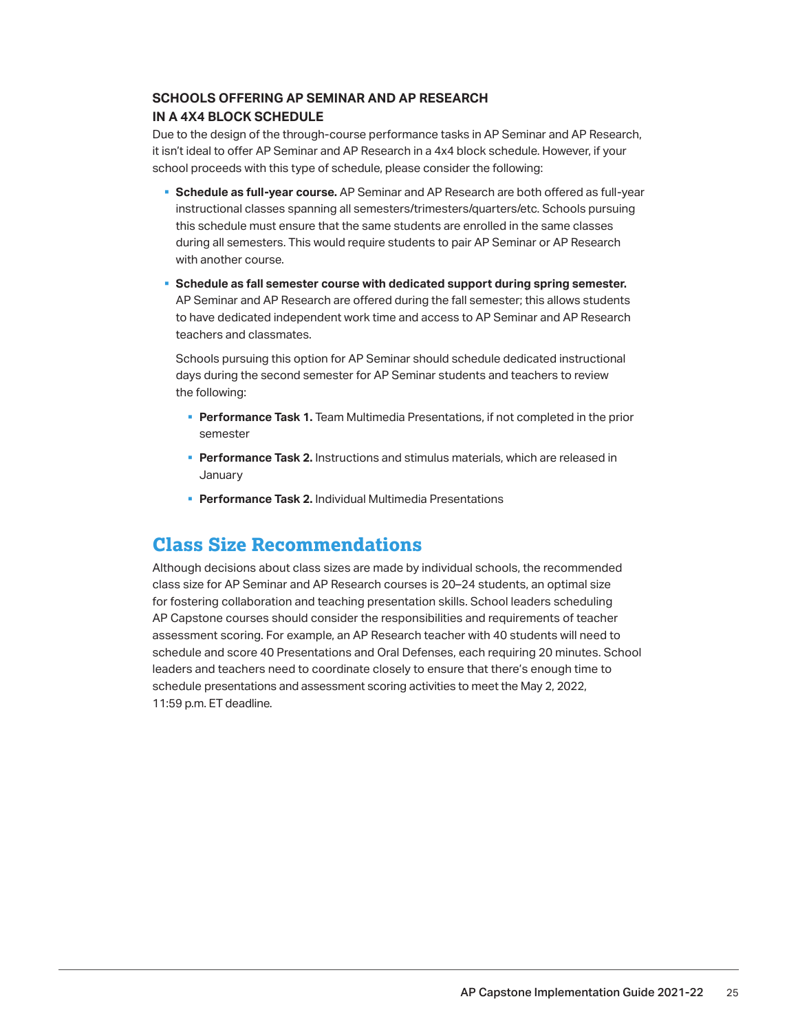### SCHOOLS OFFERING AP SEMINAR AND AP RESEARCH IN A 4X4 BLOCK SCHEDULE

Due to the design of the through-course performance tasks in AP Seminar and AP Research, it isn't ideal to offer AP Seminar and AP Research in a 4x4 block schedule. However, if your school proceeds with this type of schedule, please consider the following:

- **Schedule as full-year course.** AP Seminar and AP Research are both offered as full-year instructional classes spanning all semesters/trimesters/quarters/etc. Schools pursuing this schedule must ensure that the same students are enrolled in the same classes during all semesters. This would require students to pair AP Seminar or AP Research with another course.
- **Schedule as fall semester course with dedicated support during spring semester.** AP Seminar and AP Research are offered during the fall semester; this allows students to have dedicated independent work time and access to AP Seminar and AP Research teachers and classmates.

  Schools pursuing this option for AP Seminar should schedule dedicated instructional days during the second semester for AP Seminar students and teachers to review the following:

  - **Performance Task 1.** Team Multimedia Presentations, if not completed in the prior semester
  - **Performance Task 2.** Instructions and stimulus materials, which are released in January
  - **Performance Task 2.** Individual Multimedia Presentations

## Class Size Recommendations

Although decisions about class sizes are made by individual schools, the recommended class size for AP Seminar and AP Research courses is 20–24 students, an optimal size for fostering collaboration and teaching presentation skills. School leaders scheduling AP Capstone courses should consider the responsibilities and requirements of teacher assessment scoring. For example, an AP Research teacher with 40 students will need to schedule and score 40 Presentations and Oral Defenses, each requiring 20 minutes. School leaders and teachers need to coordinate closely to ensure that there's enough time to schedule presentations and assessment scoring activities to meet the May 2, 2022, 11:59 p.m. ET deadline.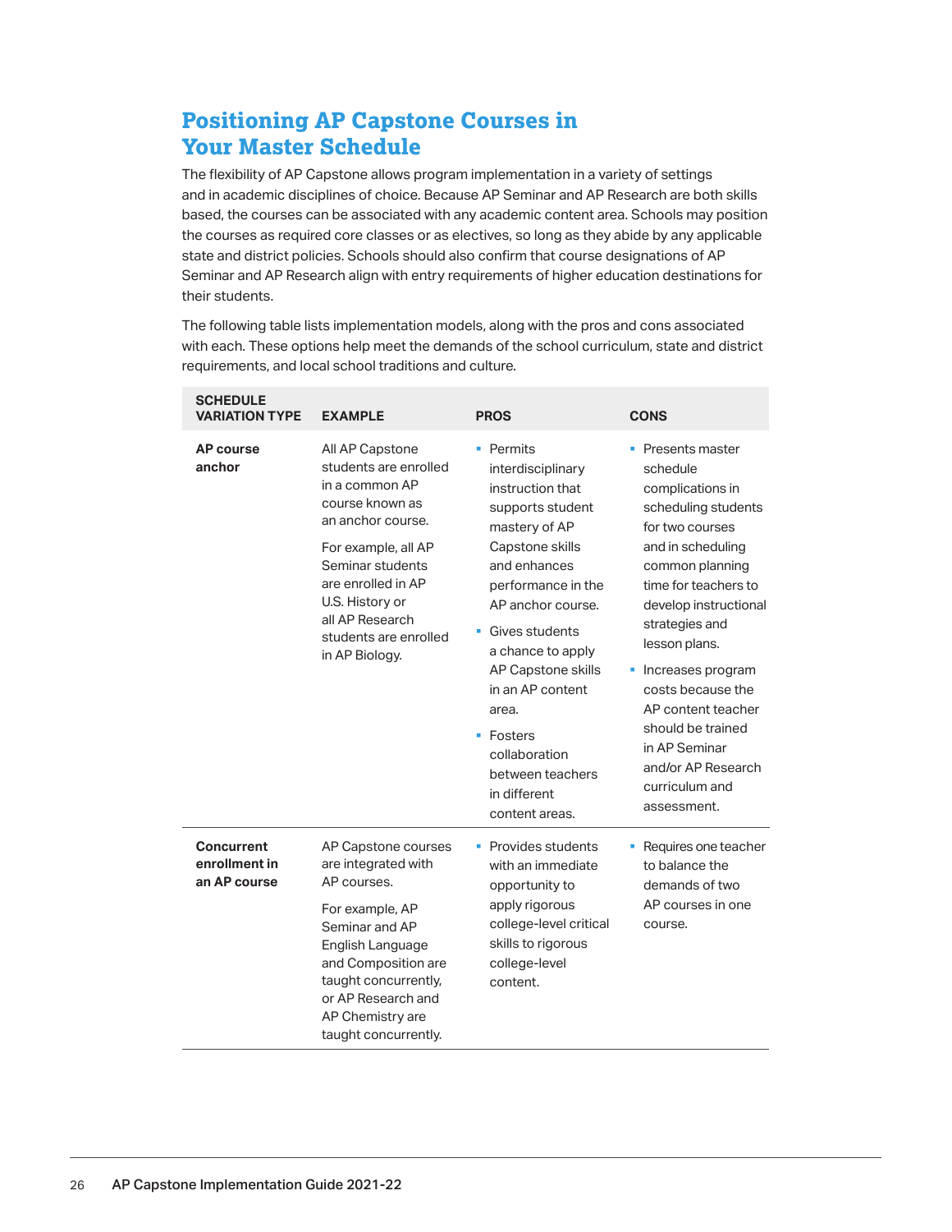## Positioning AP Capstone Courses in Your Master Schedule

The flexibility of AP Capstone allows program implementation in a variety of settings and in academic disciplines of choice. Because AP Seminar and AP Research are both skills based, the courses can be associated with any academic content area. Schools may position the courses as required core classes or as electives, so long as they abide by any applicable state and district policies. Schools should also confirm that course designations of AP Seminar and AP Research align with entry requirements of higher education destinations for their students.

The following table lists implementation models, along with the pros and cons associated with each. These options help meet the demands of the school curriculum, state and district requirements, and local school traditions and culture.

| SCHEDULE VARIATION TYPE | EXAMPLE | PROS | CONS |
|---|---|---|---|
| **AP course anchor** | All AP Capstone students are enrolled in a common AP course known as an anchor course.<br><br>For example, all AP Seminar students are enrolled in AP U.S. History or all AP Research students are enrolled in AP Biology. | ▪ Permits interdisciplinary instruction that supports student mastery of AP Capstone skills and enhances performance in the AP anchor course.<br>▪ Gives students a chance to apply AP Capstone skills in an AP content area.<br>▪ Fosters collaboration between teachers in different content areas. | ▪ Presents master schedule complications in scheduling students for two courses and in scheduling common planning time for teachers to develop instructional strategies and lesson plans.<br>▪ Increases program costs because the AP content teacher should be trained in AP Seminar and/or AP Research curriculum and assessment. |
| **Concurrent enrollment in an AP course** | AP Capstone courses are integrated with AP courses.<br><br>For example, AP Seminar and AP English Language and Composition are taught concurrently, or AP Research and AP Chemistry are taught concurrently. | ▪ Provides students with an immediate opportunity to apply rigorous college-level critical skills to rigorous college-level content. | ▪ Requires one teacher to balance the demands of two AP courses in one course. |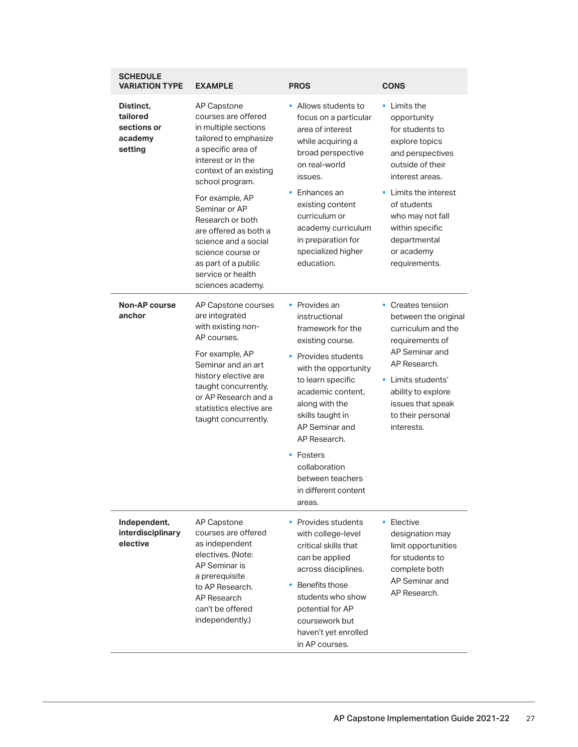| SCHEDULE VARIATION TYPE | EXAMPLE | PROS | CONS |
|---|---|---|---|
| **Distinct, tailored sections or academy setting** | AP Capstone courses are offered in multiple sections tailored to emphasize a specific area of interest or in the context of an existing school program.<br><br>For example, AP Seminar or AP Research or both are offered as both a science and a social science course or as part of a public service or health sciences academy. | ▪ Allows students to focus on a particular area of interest while acquiring a broad perspective on real-world issues.<br>▪ Enhances an existing content curriculum or academy curriculum in preparation for specialized higher education. | ▪ Limits the opportunity for students to explore topics and perspectives outside of their interest areas.<br>▪ Limits the interest of students who may not fall within specific departmental or academy requirements. |
| **Non-AP course anchor** | AP Capstone courses are integrated with existing non-AP courses.<br><br>For example, AP Seminar and an art history elective are taught concurrently, or AP Research and a statistics elective are taught concurrently. | ▪ Provides an instructional framework for the existing course.<br>▪ Provides students with the opportunity to learn specific academic content, along with the skills taught in AP Seminar and AP Research.<br>▪ Fosters collaboration between teachers in different content areas. | ▪ Creates tension between the original curriculum and the requirements of AP Seminar and AP Research.<br>▪ Limits students' ability to explore issues that speak to their personal interests. |
| **Independent, interdisciplinary elective** | AP Capstone courses are offered as independent electives. (Note: AP Seminar is a prerequisite to AP Research. AP Research can't be offered independently.) | ▪ Provides students with college-level critical skills that can be applied across disciplines.<br>▪ Benefits those students who show potential for AP coursework but haven't yet enrolled in AP courses. | ▪ Elective designation may limit opportunities for students to complete both AP Seminar and AP Research. |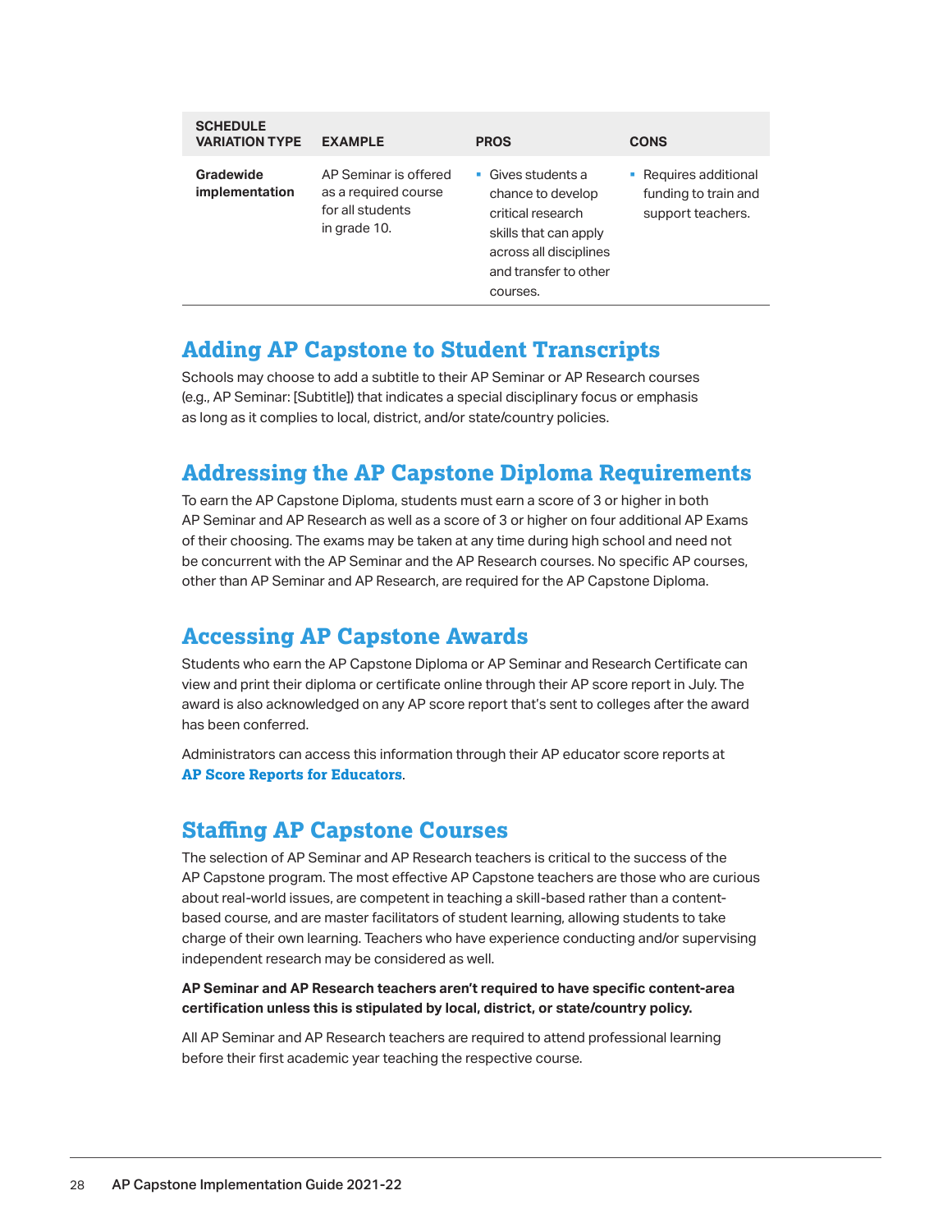| SCHEDULE VARIATION TYPE | EXAMPLE | PROS | CONS |
|---|---|---|---|
| **Gradewide implementation** | AP Seminar is offered as a required course for all students in grade 10. | ▪ Gives students a chance to develop critical research skills that can apply across all disciplines and transfer to other courses. | ▪ Requires additional funding to train and support teachers. |

## Adding AP Capstone to Student Transcripts

Schools may choose to add a subtitle to their AP Seminar or AP Research courses (e.g., AP Seminar: [Subtitle]) that indicates a special disciplinary focus or emphasis as long as it complies to local, district, and/or state/country policies.

## Addressing the AP Capstone Diploma Requirements

To earn the AP Capstone Diploma, students must earn a score of 3 or higher in both AP Seminar and AP Research as well as a score of 3 or higher on four additional AP Exams of their choosing. The exams may be taken at any time during high school and need not be concurrent with the AP Seminar and the AP Research courses. No specific AP courses, other than AP Seminar and AP Research, are required for the AP Capstone Diploma.

## Accessing AP Capstone Awards

Students who earn the AP Capstone Diploma or AP Seminar and Research Certificate can view and print their diploma or certificate online through their AP score report in July. The award is also acknowledged on any AP score report that's sent to colleges after the award has been conferred.

Administrators can access this information through their AP educator score reports at **AP Score Reports for Educators**.

## Staffing AP Capstone Courses

The selection of AP Seminar and AP Research teachers is critical to the success of the AP Capstone program. The most effective AP Capstone teachers are those who are curious about real-world issues, are competent in teaching a skill-based rather than a content-based course, and are master facilitators of student learning, allowing students to take charge of their own learning. Teachers who have experience conducting and/or supervising independent research may be considered as well.

**AP Seminar and AP Research teachers aren't required to have specific content-area certification unless this is stipulated by local, district, or state/country policy.**

All AP Seminar and AP Research teachers are required to attend professional learning before their first academic year teaching the respective course.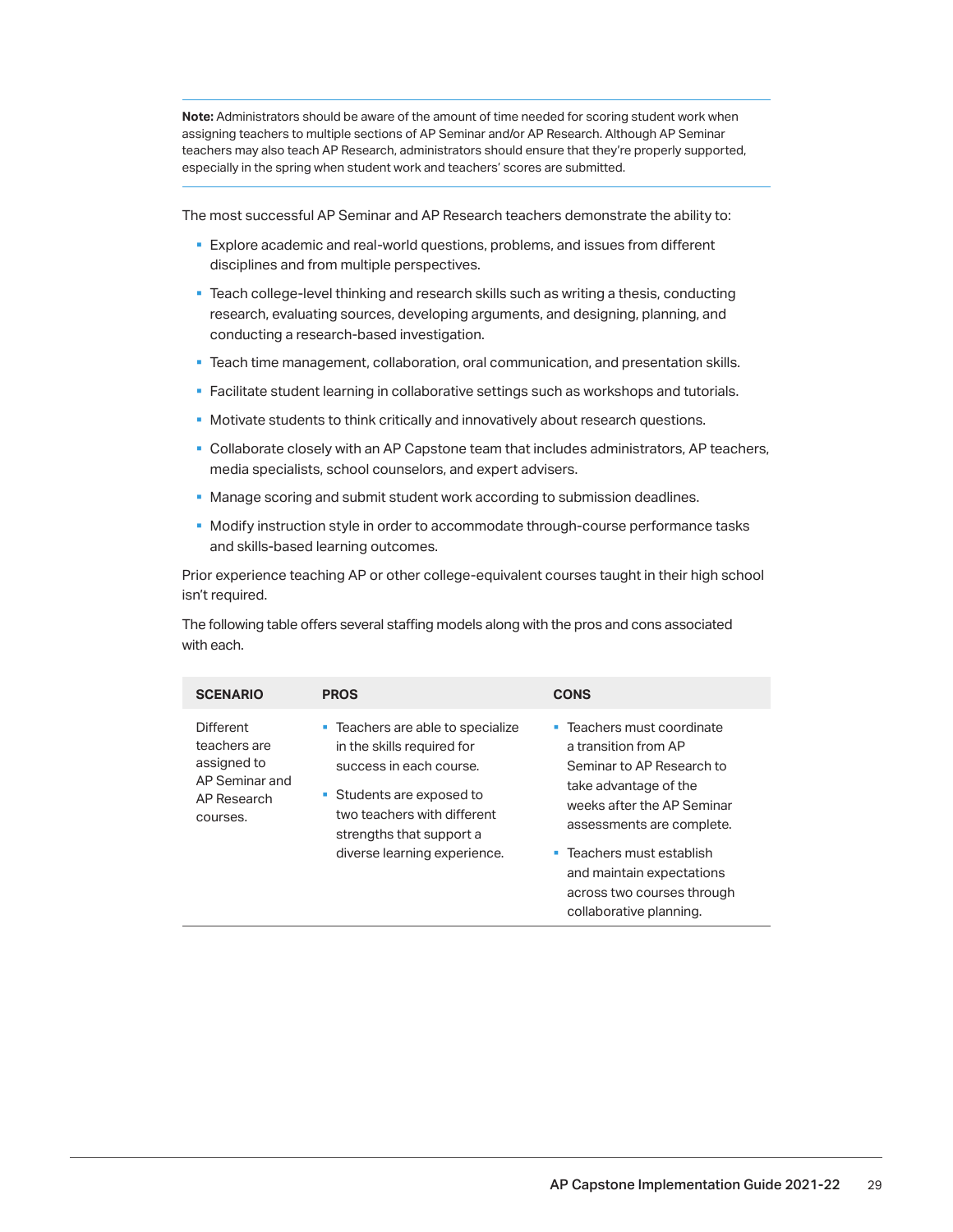**Note:** Administrators should be aware of the amount of time needed for scoring student work when assigning teachers to multiple sections of AP Seminar and/or AP Research. Although AP Seminar teachers may also teach AP Research, administrators should ensure that they're properly supported, especially in the spring when student work and teachers' scores are submitted.

The most successful AP Seminar and AP Research teachers demonstrate the ability to:

- Explore academic and real-world questions, problems, and issues from different disciplines and from multiple perspectives.
- Teach college-level thinking and research skills such as writing a thesis, conducting research, evaluating sources, developing arguments, and designing, planning, and conducting a research-based investigation.
- Teach time management, collaboration, oral communication, and presentation skills.
- Facilitate student learning in collaborative settings such as workshops and tutorials.
- Motivate students to think critically and innovatively about research questions.
- Collaborate closely with an AP Capstone team that includes administrators, AP teachers, media specialists, school counselors, and expert advisers.
- Manage scoring and submit student work according to submission deadlines.
- Modify instruction style in order to accommodate through-course performance tasks and skills-based learning outcomes.

Prior experience teaching AP or other college-equivalent courses taught in their high school isn't required.

The following table offers several staffing models along with the pros and cons associated with each.

| SCENARIO | PROS | CONS |
|---|---|---|
| Different teachers are assigned to AP Seminar and AP Research courses. | • Teachers are able to specialize in the skills required for success in each course.<br>• Students are exposed to two teachers with different strengths that support a diverse learning experience. | • Teachers must coordinate a transition from AP Seminar to AP Research to take advantage of the weeks after the AP Seminar assessments are complete.<br>• Teachers must establish and maintain expectations across two courses through collaborative planning. |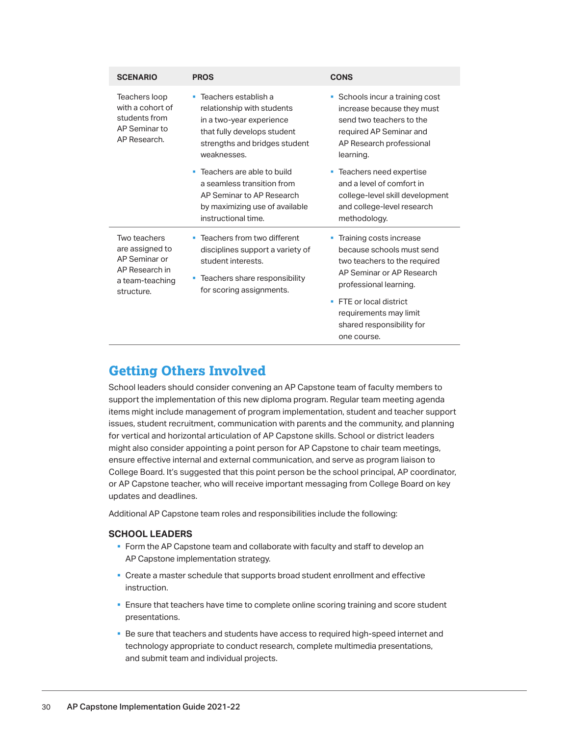| SCENARIO | PROS | CONS |
|---|---|---|
| Teachers loop with a cohort of students from AP Seminar to AP Research. | ▪ Teachers establish a relationship with students in a two-year experience that fully develops student strengths and bridges student weaknesses.<br>▪ Teachers are able to build a seamless transition from AP Seminar to AP Research by maximizing use of available instructional time. | ▪ Schools incur a training cost increase because they must send two teachers to the required AP Seminar and AP Research professional learning.<br>▪ Teachers need expertise and a level of comfort in college-level skill development and college-level research methodology. |
| Two teachers are assigned to AP Seminar or AP Research in a team-teaching structure. | ▪ Teachers from two different disciplines support a variety of student interests.<br>▪ Teachers share responsibility for scoring assignments. | ▪ Training costs increase because schools must send two teachers to the required AP Seminar or AP Research professional learning.<br>▪ FTE or local district requirements may limit shared responsibility for one course. |

## Getting Others Involved

School leaders should consider convening an AP Capstone team of faculty members to support the implementation of this new diploma program. Regular team meeting agenda items might include management of program implementation, student and teacher support issues, student recruitment, communication with parents and the community, and planning for vertical and horizontal articulation of AP Capstone skills. School or district leaders might also consider appointing a point person for AP Capstone to chair team meetings, ensure effective internal and external communication, and serve as program liaison to College Board. It's suggested that this point person be the school principal, AP coordinator, or AP Capstone teacher, who will receive important messaging from College Board on key updates and deadlines.

Additional AP Capstone team roles and responsibilities include the following:

### SCHOOL LEADERS

- Form the AP Capstone team and collaborate with faculty and staff to develop an AP Capstone implementation strategy.
- Create a master schedule that supports broad student enrollment and effective instruction.
- Ensure that teachers have time to complete online scoring training and score student presentations.
- Be sure that teachers and students have access to required high-speed internet and technology appropriate to conduct research, complete multimedia presentations, and submit team and individual projects.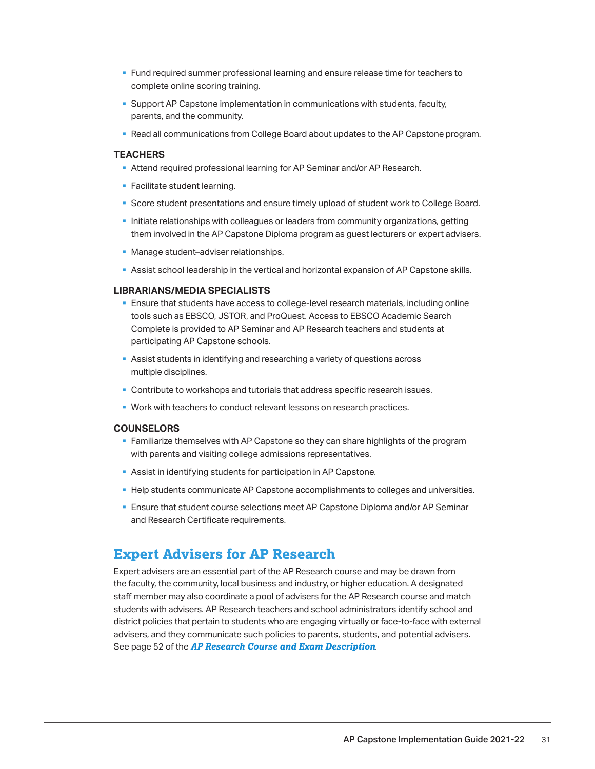- Fund required summer professional learning and ensure release time for teachers to complete online scoring training.
- Support AP Capstone implementation in communications with students, faculty, parents, and the community.
- Read all communications from College Board about updates to the AP Capstone program.

**TEACHERS**

- Attend required professional learning for AP Seminar and/or AP Research.
- Facilitate student learning.
- Score student presentations and ensure timely upload of student work to College Board.
- Initiate relationships with colleagues or leaders from community organizations, getting them involved in the AP Capstone Diploma program as guest lecturers or expert advisers.
- Manage student–adviser relationships.
- Assist school leadership in the vertical and horizontal expansion of AP Capstone skills.

**LIBRARIANS/MEDIA SPECIALISTS**

- Ensure that students have access to college-level research materials, including online tools such as EBSCO, JSTOR, and ProQuest. Access to EBSCO Academic Search Complete is provided to AP Seminar and AP Research teachers and students at participating AP Capstone schools.
- Assist students in identifying and researching a variety of questions across multiple disciplines.
- Contribute to workshops and tutorials that address specific research issues.
- Work with teachers to conduct relevant lessons on research practices.

**COUNSELORS**

- Familiarize themselves with AP Capstone so they can share highlights of the program with parents and visiting college admissions representatives.
- Assist in identifying students for participation in AP Capstone.
- Help students communicate AP Capstone accomplishments to colleges and universities.
- Ensure that student course selections meet AP Capstone Diploma and/or AP Seminar and Research Certificate requirements.

## Expert Advisers for AP Research

Expert advisers are an essential part of the AP Research course and may be drawn from the faculty, the community, local business and industry, or higher education. A designated staff member may also coordinate a pool of advisers for the AP Research course and match students with advisers. AP Research teachers and school administrators identify school and district policies that pertain to students who are engaging virtually or face-to-face with external advisers, and they communicate such policies to parents, students, and potential advisers. See page 52 of the ***AP Research Course and Exam Description***.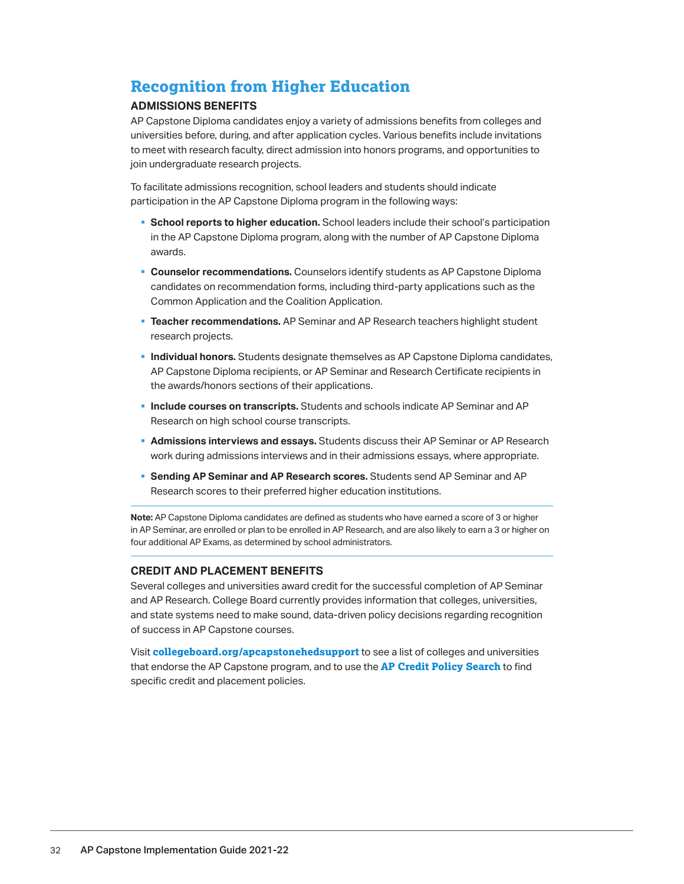# Recognition from Higher Education

### ADMISSIONS BENEFITS

AP Capstone Diploma candidates enjoy a variety of admissions benefits from colleges and universities before, during, and after application cycles. Various benefits include invitations to meet with research faculty, direct admission into honors programs, and opportunities to join undergraduate research projects.

To facilitate admissions recognition, school leaders and students should indicate participation in the AP Capstone Diploma program in the following ways:

- **School reports to higher education.** School leaders include their school's participation in the AP Capstone Diploma program, along with the number of AP Capstone Diploma awards.
- **Counselor recommendations.** Counselors identify students as AP Capstone Diploma candidates on recommendation forms, including third-party applications such as the Common Application and the Coalition Application.
- **Teacher recommendations.** AP Seminar and AP Research teachers highlight student research projects.
- **Individual honors.** Students designate themselves as AP Capstone Diploma candidates, AP Capstone Diploma recipients, or AP Seminar and Research Certificate recipients in the awards/honors sections of their applications.
- **Include courses on transcripts.** Students and schools indicate AP Seminar and AP Research on high school course transcripts.
- **Admissions interviews and essays.** Students discuss their AP Seminar or AP Research work during admissions interviews and in their admissions essays, where appropriate.
- **Sending AP Seminar and AP Research scores.** Students send AP Seminar and AP Research scores to their preferred higher education institutions.

**Note:** AP Capstone Diploma candidates are defined as students who have earned a score of 3 or higher in AP Seminar, are enrolled or plan to be enrolled in AP Research, and are also likely to earn a 3 or higher on four additional AP Exams, as determined by school administrators.

### CREDIT AND PLACEMENT BENEFITS

Several colleges and universities award credit for the successful completion of AP Seminar and AP Research. College Board currently provides information that colleges, universities, and state systems need to make sound, data-driven policy decisions regarding recognition of success in AP Capstone courses.

Visit **collegeboard.org/apcapstonehedsupport** to see a list of colleges and universities that endorse the AP Capstone program, and to use the **AP Credit Policy Search** to find specific credit and placement policies.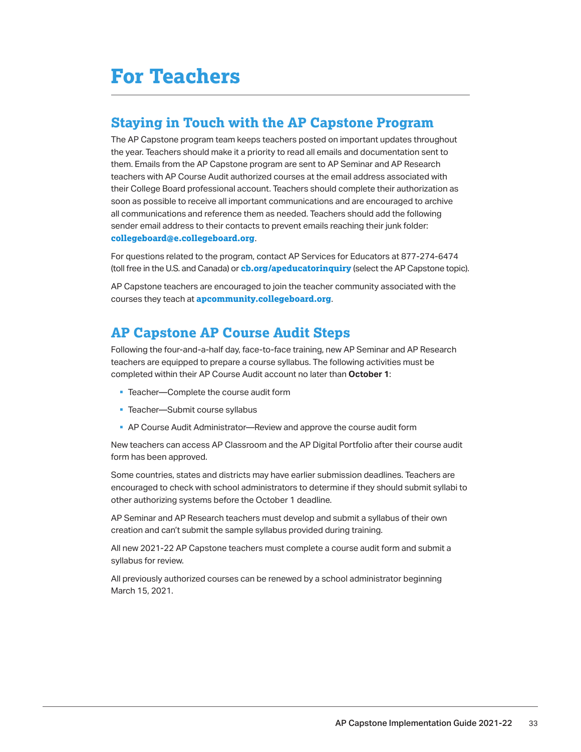# For Teachers

## Staying in Touch with the AP Capstone Program

The AP Capstone program team keeps teachers posted on important updates throughout the year. Teachers should make it a priority to read all emails and documentation sent to them. Emails from the AP Capstone program are sent to AP Seminar and AP Research teachers with AP Course Audit authorized courses at the email address associated with their College Board professional account. Teachers should complete their authorization as soon as possible to receive all important communications and are encouraged to archive all communications and reference them as needed. Teachers should add the following sender email address to their contacts to prevent emails reaching their junk folder: **collegeboard@e.collegeboard.org**.

For questions related to the program, contact AP Services for Educators at 877-274-6474 (toll free in the U.S. and Canada) or **cb.org/apeducatorinquiry** (select the AP Capstone topic).

AP Capstone teachers are encouraged to join the teacher community associated with the courses they teach at **apcommunity.collegeboard.org**.

## AP Capstone AP Course Audit Steps

Following the four-and-a-half day, face-to-face training, new AP Seminar and AP Research teachers are equipped to prepare a course syllabus. The following activities must be completed within their AP Course Audit account no later than **October 1**:

- Teacher—Complete the course audit form
- Teacher—Submit course syllabus
- AP Course Audit Administrator—Review and approve the course audit form

New teachers can access AP Classroom and the AP Digital Portfolio after their course audit form has been approved.

Some countries, states and districts may have earlier submission deadlines. Teachers are encouraged to check with school administrators to determine if they should submit syllabi to other authorizing systems before the October 1 deadline.

AP Seminar and AP Research teachers must develop and submit a syllabus of their own creation and can't submit the sample syllabus provided during training.

All new 2021-22 AP Capstone teachers must complete a course audit form and submit a syllabus for review.

All previously authorized courses can be renewed by a school administrator beginning March 15, 2021.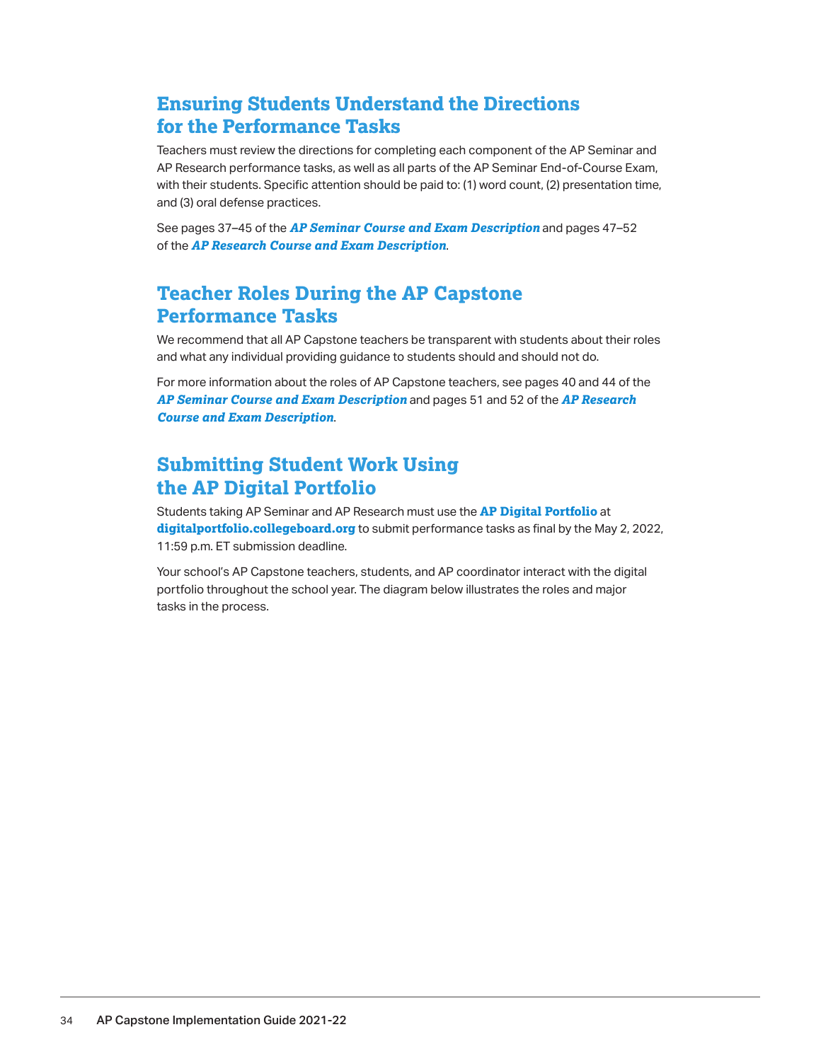## Ensuring Students Understand the Directions for the Performance Tasks

Teachers must review the directions for completing each component of the AP Seminar and AP Research performance tasks, as well as all parts of the AP Seminar End-of-Course Exam, with their students. Specific attention should be paid to: (1) word count, (2) presentation time, and (3) oral defense practices.

See pages 37–45 of the ***AP Seminar Course and Exam Description*** and pages 47–52 of the ***AP Research Course and Exam Description***.

## Teacher Roles During the AP Capstone Performance Tasks

We recommend that all AP Capstone teachers be transparent with students about their roles and what any individual providing guidance to students should and should not do.

For more information about the roles of AP Capstone teachers, see pages 40 and 44 of the ***AP Seminar Course and Exam Description*** and pages 51 and 52 of the ***AP Research Course and Exam Description***.

## Submitting Student Work Using the AP Digital Portfolio

Students taking AP Seminar and AP Research must use the **AP Digital Portfolio** at **digitalportfolio.collegeboard.org** to submit performance tasks as final by the May 2, 2022, 11:59 p.m. ET submission deadline.

Your school's AP Capstone teachers, students, and AP coordinator interact with the digital portfolio throughout the school year. The diagram below illustrates the roles and major tasks in the process.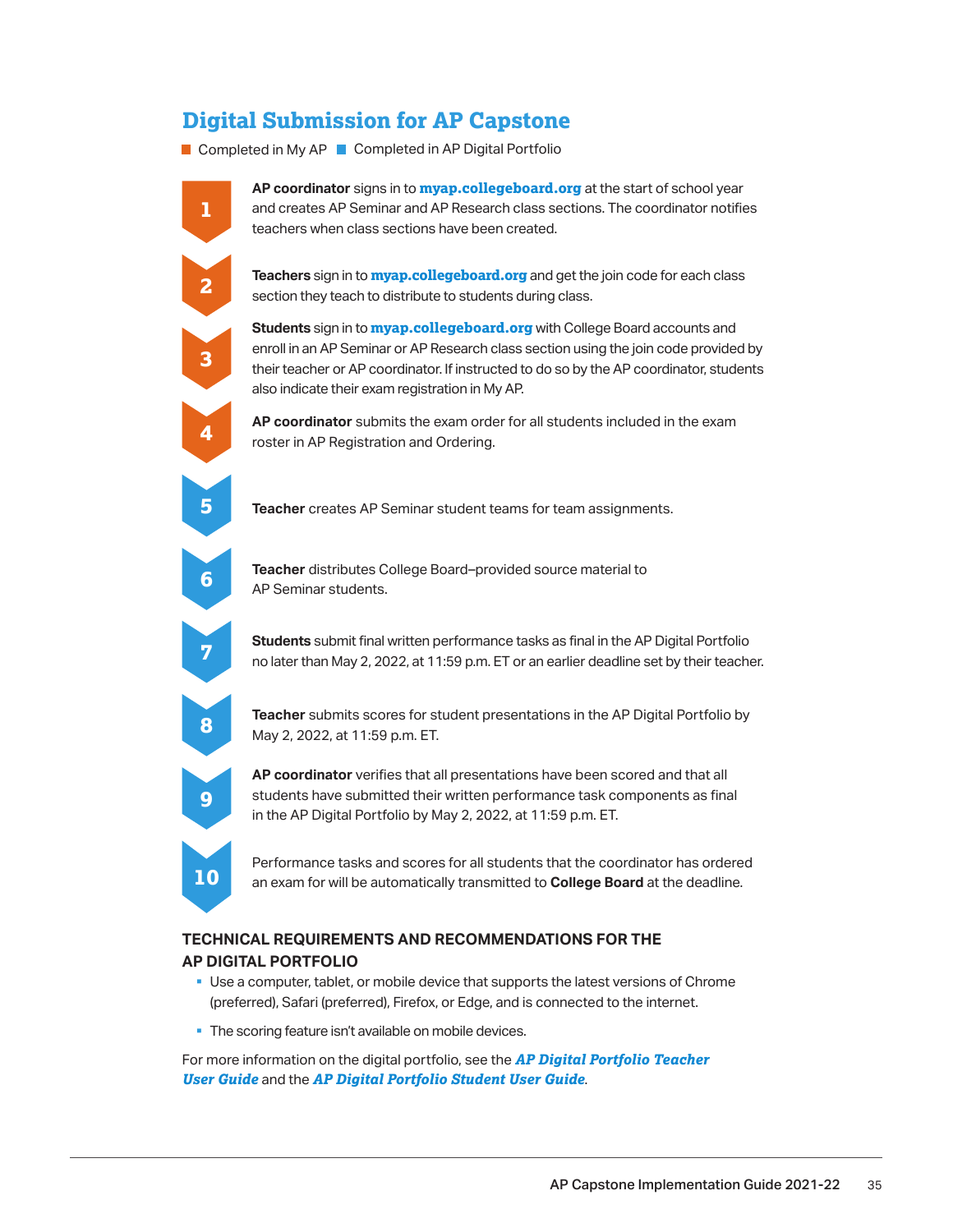## Digital Submission for AP Capstone

■ Completed in My AP ■ Completed in AP Digital Portfolio

1. **AP coordinator** signs in to **myap.collegeboard.org** at the start of school year and creates AP Seminar and AP Research class sections. The coordinator notifies teachers when class sections have been created.
2. **Teachers** sign in to **myap.collegeboard.org** and get the join code for each class section they teach to distribute to students during class.
3. **Students** sign in to **myap.collegeboard.org** with College Board accounts and enroll in an AP Seminar or AP Research class section using the join code provided by their teacher or AP coordinator. If instructed to do so by the AP coordinator, students also indicate their exam registration in My AP.
4. **AP coordinator** submits the exam order for all students included in the exam roster in AP Registration and Ordering.
5. **Teacher** creates AP Seminar student teams for team assignments.
6. **Teacher** distributes College Board–provided source material to AP Seminar students.
7. **Students** submit final written performance tasks as final in the AP Digital Portfolio no later than May 2, 2022, at 11:59 p.m. ET or an earlier deadline set by their teacher.
8. **Teacher** submits scores for student presentations in the AP Digital Portfolio by May 2, 2022, at 11:59 p.m. ET.
9. **AP coordinator** verifies that all presentations have been scored and that all students have submitted their written performance task components as final in the AP Digital Portfolio by May 2, 2022, at 11:59 p.m. ET.
10. Performance tasks and scores for all students that the coordinator has ordered an exam for will be automatically transmitted to **College Board** at the deadline.

### TECHNICAL REQUIREMENTS AND RECOMMENDATIONS FOR THE AP DIGITAL PORTFOLIO

- Use a computer, tablet, or mobile device that supports the latest versions of Chrome (preferred), Safari (preferred), Firefox, or Edge, and is connected to the internet.
- The scoring feature isn't available on mobile devices.

For more information on the digital portfolio, see the ***AP Digital Portfolio Teacher User Guide*** and the ***AP Digital Portfolio Student User Guide***.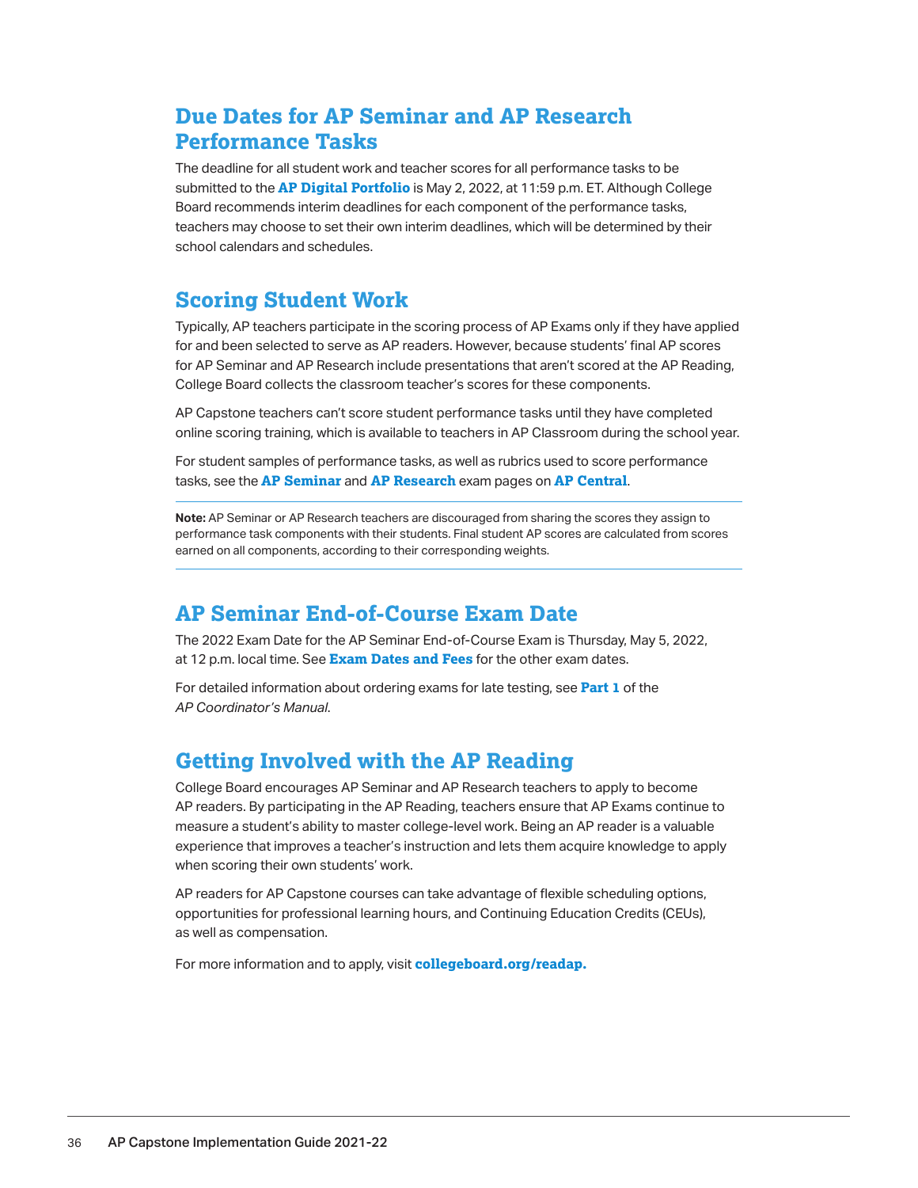## Due Dates for AP Seminar and AP Research Performance Tasks

The deadline for all student work and teacher scores for all performance tasks to be submitted to the **AP Digital Portfolio** is May 2, 2022, at 11:59 p.m. ET. Although College Board recommends interim deadlines for each component of the performance tasks, teachers may choose to set their own interim deadlines, which will be determined by their school calendars and schedules.

## Scoring Student Work

Typically, AP teachers participate in the scoring process of AP Exams only if they have applied for and been selected to serve as AP readers. However, because students' final AP scores for AP Seminar and AP Research include presentations that aren't scored at the AP Reading, College Board collects the classroom teacher's scores for these components.

AP Capstone teachers can't score student performance tasks until they have completed online scoring training, which is available to teachers in AP Classroom during the school year.

For student samples of performance tasks, as well as rubrics used to score performance tasks, see the **AP Seminar** and **AP Research** exam pages on **AP Central**.

---

**Note:** AP Seminar or AP Research teachers are discouraged from sharing the scores they assign to performance task components with their students. Final student AP scores are calculated from scores earned on all components, according to their corresponding weights.

---

## AP Seminar End-of-Course Exam Date

The 2022 Exam Date for the AP Seminar End-of-Course Exam is Thursday, May 5, 2022, at 12 p.m. local time. See **Exam Dates and Fees** for the other exam dates.

For detailed information about ordering exams for late testing, see **Part 1** of the *AP Coordinator's Manual*.

## Getting Involved with the AP Reading

College Board encourages AP Seminar and AP Research teachers to apply to become AP readers. By participating in the AP Reading, teachers ensure that AP Exams continue to measure a student's ability to master college-level work. Being an AP reader is a valuable experience that improves a teacher's instruction and lets them acquire knowledge to apply when scoring their own students' work.

AP readers for AP Capstone courses can take advantage of flexible scheduling options, opportunities for professional learning hours, and Continuing Education Credits (CEUs), as well as compensation.

For more information and to apply, visit **collegeboard.org/readap.**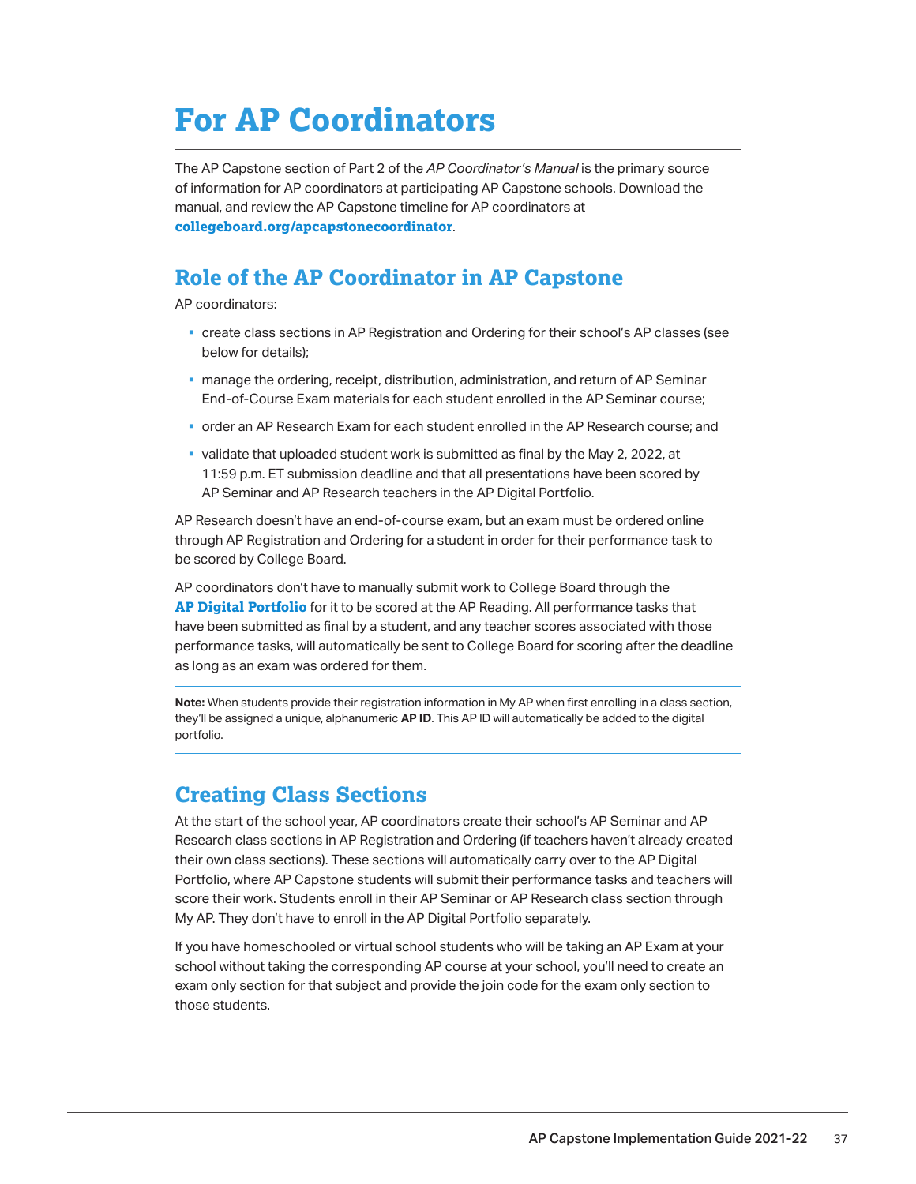# For AP Coordinators

The AP Capstone section of Part 2 of the *AP Coordinator's Manual* is the primary source of information for AP coordinators at participating AP Capstone schools. Download the manual, and review the AP Capstone timeline for AP coordinators at **collegeboard.org/apcapstonecoordinator**.

## Role of the AP Coordinator in AP Capstone

AP coordinators:

- create class sections in AP Registration and Ordering for their school's AP classes (see below for details);
- manage the ordering, receipt, distribution, administration, and return of AP Seminar End-of-Course Exam materials for each student enrolled in the AP Seminar course;
- order an AP Research Exam for each student enrolled in the AP Research course; and
- validate that uploaded student work is submitted as final by the May 2, 2022, at 11:59 p.m. ET submission deadline and that all presentations have been scored by AP Seminar and AP Research teachers in the AP Digital Portfolio.

AP Research doesn't have an end-of-course exam, but an exam must be ordered online through AP Registration and Ordering for a student in order for their performance task to be scored by College Board.

AP coordinators don't have to manually submit work to College Board through the **AP Digital Portfolio** for it to be scored at the AP Reading. All performance tasks that have been submitted as final by a student, and any teacher scores associated with those performance tasks, will automatically be sent to College Board for scoring after the deadline as long as an exam was ordered for them.

**Note:** When students provide their registration information in My AP when first enrolling in a class section, they'll be assigned a unique, alphanumeric **AP ID**. This AP ID will automatically be added to the digital portfolio.

## Creating Class Sections

At the start of the school year, AP coordinators create their school's AP Seminar and AP Research class sections in AP Registration and Ordering (if teachers haven't already created their own class sections). These sections will automatically carry over to the AP Digital Portfolio, where AP Capstone students will submit their performance tasks and teachers will score their work. Students enroll in their AP Seminar or AP Research class section through My AP. They don't have to enroll in the AP Digital Portfolio separately.

If you have homeschooled or virtual school students who will be taking an AP Exam at your school without taking the corresponding AP course at your school, you'll need to create an exam only section for that subject and provide the join code for the exam only section to those students.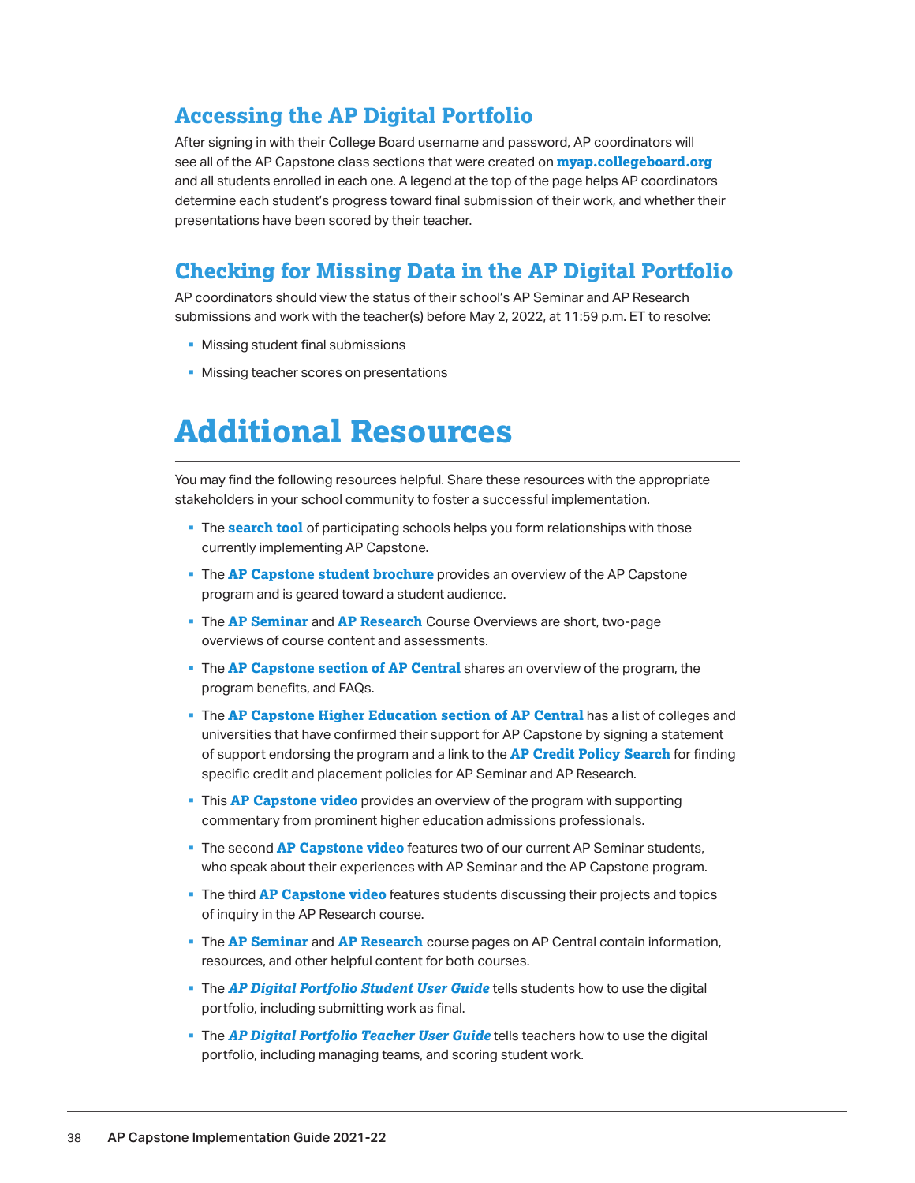## Accessing the AP Digital Portfolio

After signing in with their College Board username and password, AP coordinators will see all of the AP Capstone class sections that were created on **myap.collegeboard.org** and all students enrolled in each one. A legend at the top of the page helps AP coordinators determine each student's progress toward final submission of their work, and whether their presentations have been scored by their teacher.

## Checking for Missing Data in the AP Digital Portfolio

AP coordinators should view the status of their school's AP Seminar and AP Research submissions and work with the teacher(s) before May 2, 2022, at 11:59 p.m. ET to resolve:

- Missing student final submissions
- Missing teacher scores on presentations

# Additional Resources

You may find the following resources helpful. Share these resources with the appropriate stakeholders in your school community to foster a successful implementation.

- The **search tool** of participating schools helps you form relationships with those currently implementing AP Capstone.
- The **AP Capstone student brochure** provides an overview of the AP Capstone program and is geared toward a student audience.
- The **AP Seminar** and **AP Research** Course Overviews are short, two-page overviews of course content and assessments.
- The **AP Capstone section of AP Central** shares an overview of the program, the program benefits, and FAQs.
- The **AP Capstone Higher Education section of AP Central** has a list of colleges and universities that have confirmed their support for AP Capstone by signing a statement of support endorsing the program and a link to the **AP Credit Policy Search** for finding specific credit and placement policies for AP Seminar and AP Research.
- This **AP Capstone video** provides an overview of the program with supporting commentary from prominent higher education admissions professionals.
- The second **AP Capstone video** features two of our current AP Seminar students, who speak about their experiences with AP Seminar and the AP Capstone program.
- The third **AP Capstone video** features students discussing their projects and topics of inquiry in the AP Research course.
- The **AP Seminar** and **AP Research** course pages on AP Central contain information, resources, and other helpful content for both courses.
- The ***AP Digital Portfolio Student User Guide*** tells students how to use the digital portfolio, including submitting work as final.
- The ***AP Digital Portfolio Teacher User Guide*** tells teachers how to use the digital portfolio, including managing teams, and scoring student work.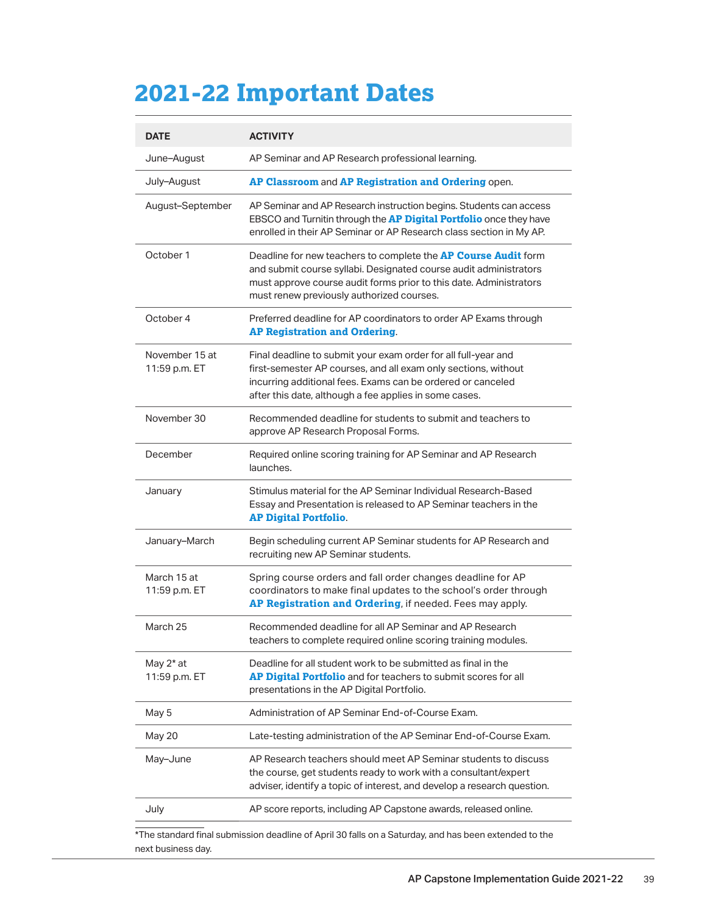# 2021-22 Important Dates

| DATE | ACTIVITY |
|---|---|
| June–August | AP Seminar and AP Research professional learning. |
| July–August | **AP Classroom** and **AP Registration and Ordering** open. |
| August–September | AP Seminar and AP Research instruction begins. Students can access EBSCO and Turnitin through the **AP Digital Portfolio** once they have enrolled in their AP Seminar or AP Research class section in My AP. |
| October 1 | Deadline for new teachers to complete the **AP Course Audit** form and submit course syllabi. Designated course audit administrators must approve course audit forms prior to this date. Administrators must renew previously authorized courses. |
| October 4 | Preferred deadline for AP coordinators to order AP Exams through **AP Registration and Ordering**. |
| November 15 at 11:59 p.m. ET | Final deadline to submit your exam order for all full-year and first-semester AP courses, and all exam only sections, without incurring additional fees. Exams can be ordered or canceled after this date, although a fee applies in some cases. |
| November 30 | Recommended deadline for students to submit and teachers to approve AP Research Proposal Forms. |
| December | Required online scoring training for AP Seminar and AP Research launches. |
| January | Stimulus material for the AP Seminar Individual Research-Based Essay and Presentation is released to AP Seminar teachers in the **AP Digital Portfolio**. |
| January–March | Begin scheduling current AP Seminar students for AP Research and recruiting new AP Seminar students. |
| March 15 at 11:59 p.m. ET | Spring course orders and fall order changes deadline for AP coordinators to make final updates to the school's order through **AP Registration and Ordering**, if needed. Fees may apply. |
| March 25 | Recommended deadline for all AP Seminar and AP Research teachers to complete required online scoring training modules. |
| May 2* at 11:59 p.m. ET | Deadline for all student work to be submitted as final in the **AP Digital Portfolio** and for teachers to submit scores for all presentations in the AP Digital Portfolio. |
| May 5 | Administration of AP Seminar End-of-Course Exam. |
| May 20 | Late-testing administration of the AP Seminar End-of-Course Exam. |
| May–June | AP Research teachers should meet AP Seminar students to discuss the course, get students ready to work with a consultant/expert adviser, identify a topic of interest, and develop a research question. |
| July | AP score reports, including AP Capstone awards, released online. |

*The standard final submission deadline of April 30 falls on a Saturday, and has been extended to the next business day.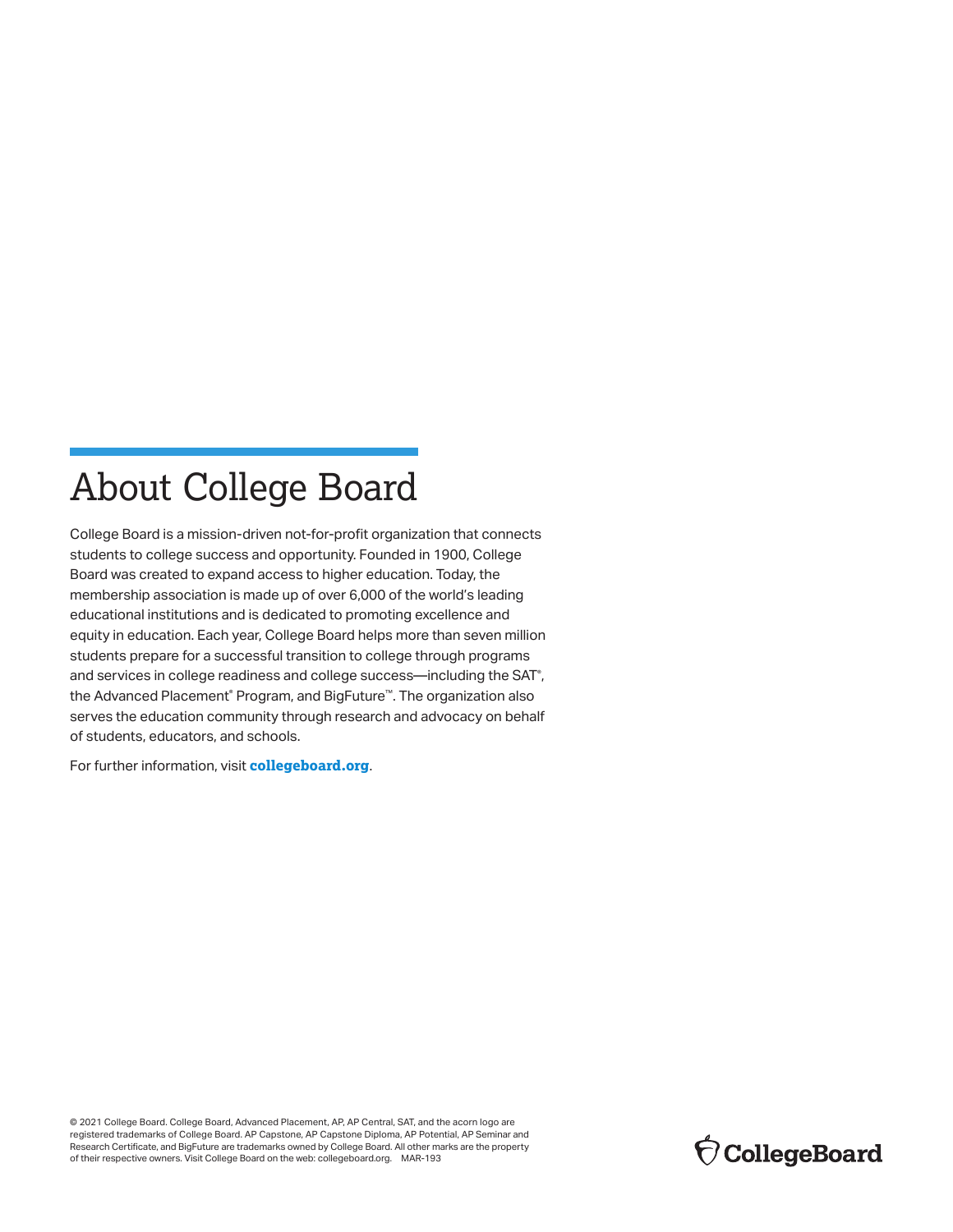# About College Board

College Board is a mission-driven not-for-profit organization that connects students to college success and opportunity. Founded in 1900, College Board was created to expand access to higher education. Today, the membership association is made up of over 6,000 of the world's leading educational institutions and is dedicated to promoting excellence and equity in education. Each year, College Board helps more than seven million students prepare for a successful transition to college through programs and services in college readiness and college success—including the SAT®, the Advanced Placement® Program, and BigFuture™. The organization also serves the education community through research and advocacy on behalf of students, educators, and schools.

For further information, visit **collegeboard.org**.

© 2021 College Board. College Board, Advanced Placement, AP, AP Central, SAT, and the acorn logo are registered trademarks of College Board. AP Capstone, AP Capstone Diploma, AP Potential, AP Seminar and Research Certificate, and BigFuture are trademarks owned by College Board. All other marks are the property of their respective owners. Visit College Board on the web: collegeboard.org. MAR-193

CollegeBoard